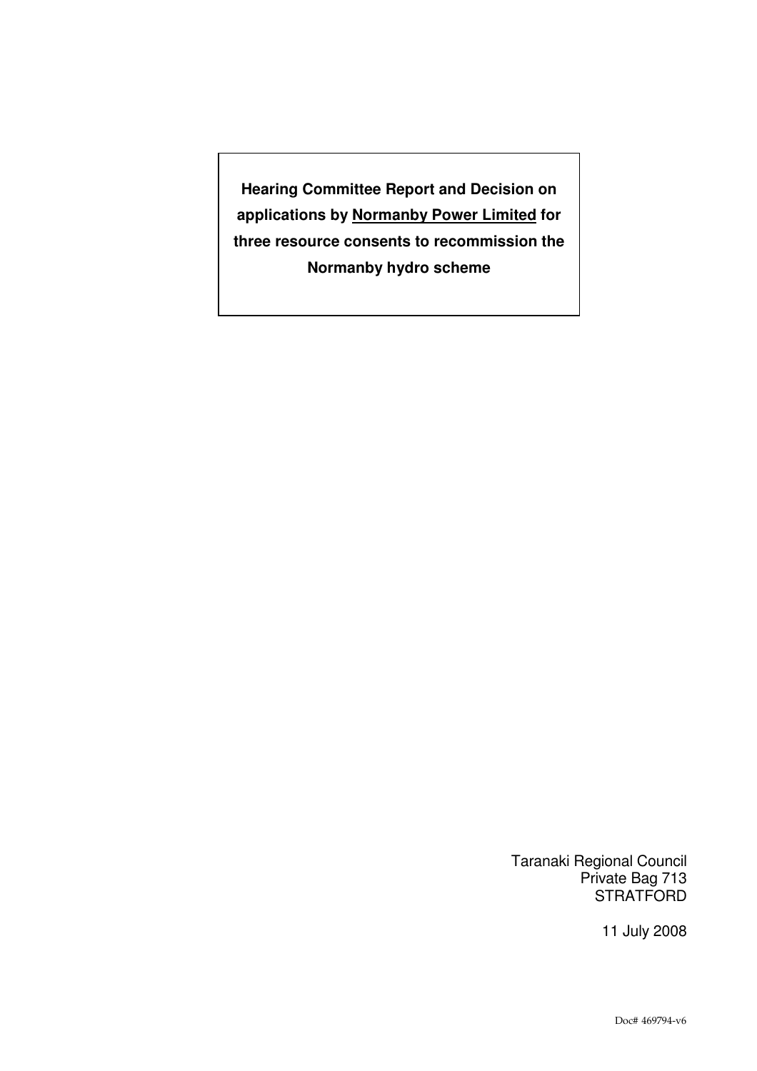**Hearing Committee Report and Decision on applications by <u>Normanby Power Limited</u> for three resource consents to recommission the Normanby hydro scheme**

Taranaki Regional Council
Private Bag 713
STRATFORD

11 July 2008

Doc# 469794-v6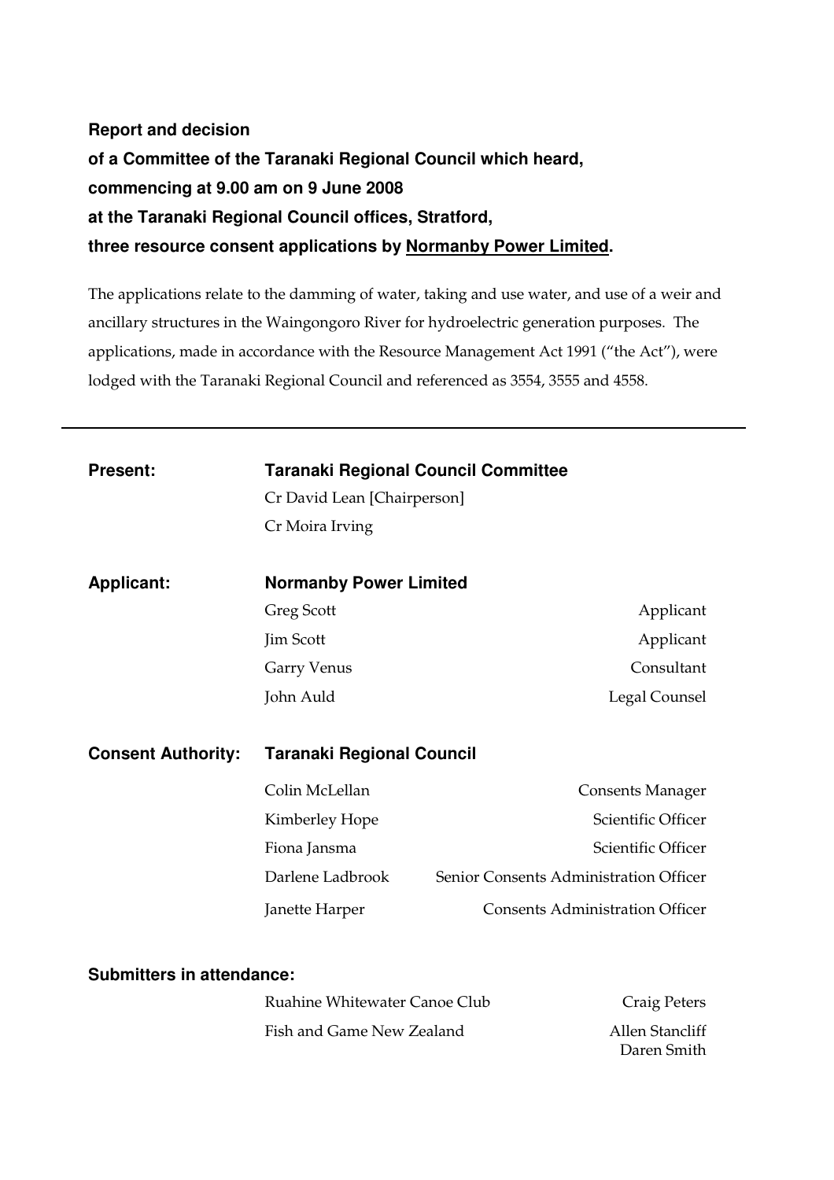**Report and decision**
**of a Committee of the Taranaki Regional Council which heard,**
**commencing at 9.00 am on 9 June 2008**
**at the Taranaki Regional Council offices, Stratford,**
**three resource consent applications by Normanby Power Limited.**

The applications relate to the damming of water, taking and use water, and use of a weir and ancillary structures in the Waingongoro River for hydroelectric generation purposes. The applications, made in accordance with the Resource Management Act 1991 ("the Act"), were lodged with the Taranaki Regional Council and referenced as 3554, 3555 and 4558.

---

**Present:** **Taranaki Regional Council Committee**

Cr David Lean [Chairperson]
Cr Moira Irving

**Applicant:** **Normanby Power Limited**

| Name | Role |
|---|---|
| Greg Scott | Applicant |
| Jim Scott | Applicant |
| Garry Venus | Consultant |
| John Auld | Legal Counsel |

**Consent Authority:** **Taranaki Regional Council**

| Name | Role |
|---|---|
| Colin McLellan | Consents Manager |
| Kimberley Hope | Scientific Officer |
| Fiona Jansma | Scientific Officer |
| Darlene Ladbrook | Senior Consents Administration Officer |
| Janette Harper | Consents Administration Officer |

**Submitters in attendance:**

| Submitter | Representative |
|---|---|
| Ruahine Whitewater Canoe Club | Craig Peters |
| Fish and Game New Zealand | Allen Stancliff<br>Daren Smith |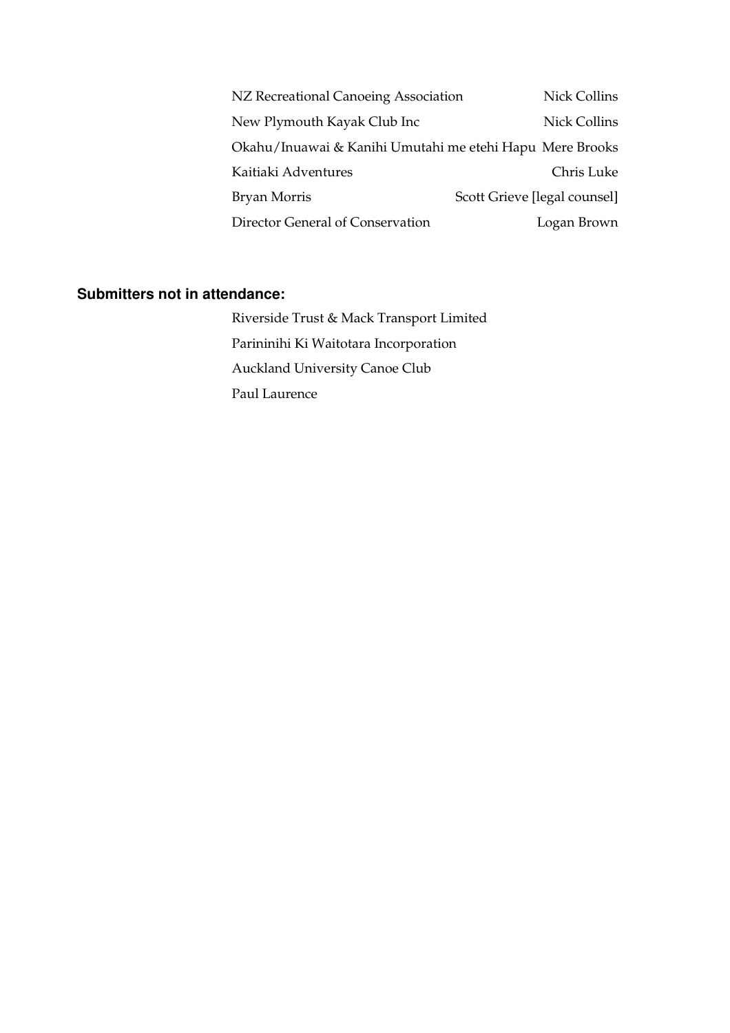| | |
|---|---|
| NZ Recreational Canoeing Association | Nick Collins |
| New Plymouth Kayak Club Inc | Nick Collins |
| Okahu/Inuawai & Kanihi Umutahi me etehi Hapu | Mere Brooks |
| Kaitiaki Adventures | Chris Luke |
| Bryan Morris | Scott Grieve [legal counsel] |
| Director General of Conservation | Logan Brown |

**Submitters not in attendance:**

Riverside Trust & Mack Transport Limited

Parininihi Ki Waitotara Incorporation

Auckland University Canoe Club

Paul Laurence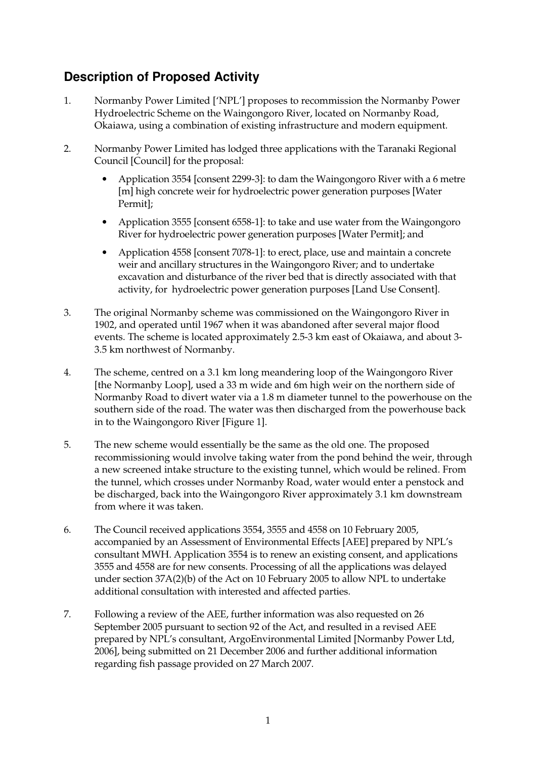## Description of Proposed Activity

1. Normanby Power Limited ['NPL'] proposes to recommission the Normanby Power Hydroelectric Scheme on the Waingongoro River, located on Normanby Road, Okaiawa, using a combination of existing infrastructure and modern equipment.

2. Normanby Power Limited has lodged three applications with the Taranaki Regional Council [Council] for the proposal:

   - Application 3554 [consent 2299-3]: to dam the Waingongoro River with a 6 metre [m] high concrete weir for hydroelectric power generation purposes [Water Permit];
   - Application 3555 [consent 6558-1]: to take and use water from the Waingongoro River for hydroelectric power generation purposes [Water Permit]; and
   - Application 4558 [consent 7078-1]: to erect, place, use and maintain a concrete weir and ancillary structures in the Waingongoro River; and to undertake excavation and disturbance of the river bed that is directly associated with that activity, for hydroelectric power generation purposes [Land Use Consent].

3. The original Normanby scheme was commissioned on the Waingongoro River in 1902, and operated until 1967 when it was abandoned after several major flood events. The scheme is located approximately 2.5-3 km east of Okaiawa, and about 3-3.5 km northwest of Normanby.

4. The scheme, centred on a 3.1 km long meandering loop of the Waingongoro River [the Normanby Loop], used a 33 m wide and 6m high weir on the northern side of Normanby Road to divert water via a 1.8 m diameter tunnel to the powerhouse on the southern side of the road. The water was then discharged from the powerhouse back in to the Waingongoro River [Figure 1].

5. The new scheme would essentially be the same as the old one. The proposed recommissioning would involve taking water from the pond behind the weir, through a new screened intake structure to the existing tunnel, which would be relined. From the tunnel, which crosses under Normanby Road, water would enter a penstock and be discharged, back into the Waingongoro River approximately 3.1 km downstream from where it was taken.

6. The Council received applications 3554, 3555 and 4558 on 10 February 2005, accompanied by an Assessment of Environmental Effects [AEE] prepared by NPL's consultant MWH. Application 3554 is to renew an existing consent, and applications 3555 and 4558 are for new consents. Processing of all the applications was delayed under section 37A(2)(b) of the Act on 10 February 2005 to allow NPL to undertake additional consultation with interested and affected parties.

7. Following a review of the AEE, further information was also requested on 26 September 2005 pursuant to section 92 of the Act, and resulted in a revised AEE prepared by NPL's consultant, ArgoEnvironmental Limited [Normanby Power Ltd, 2006], being submitted on 21 December 2006 and further additional information regarding fish passage provided on 27 March 2007.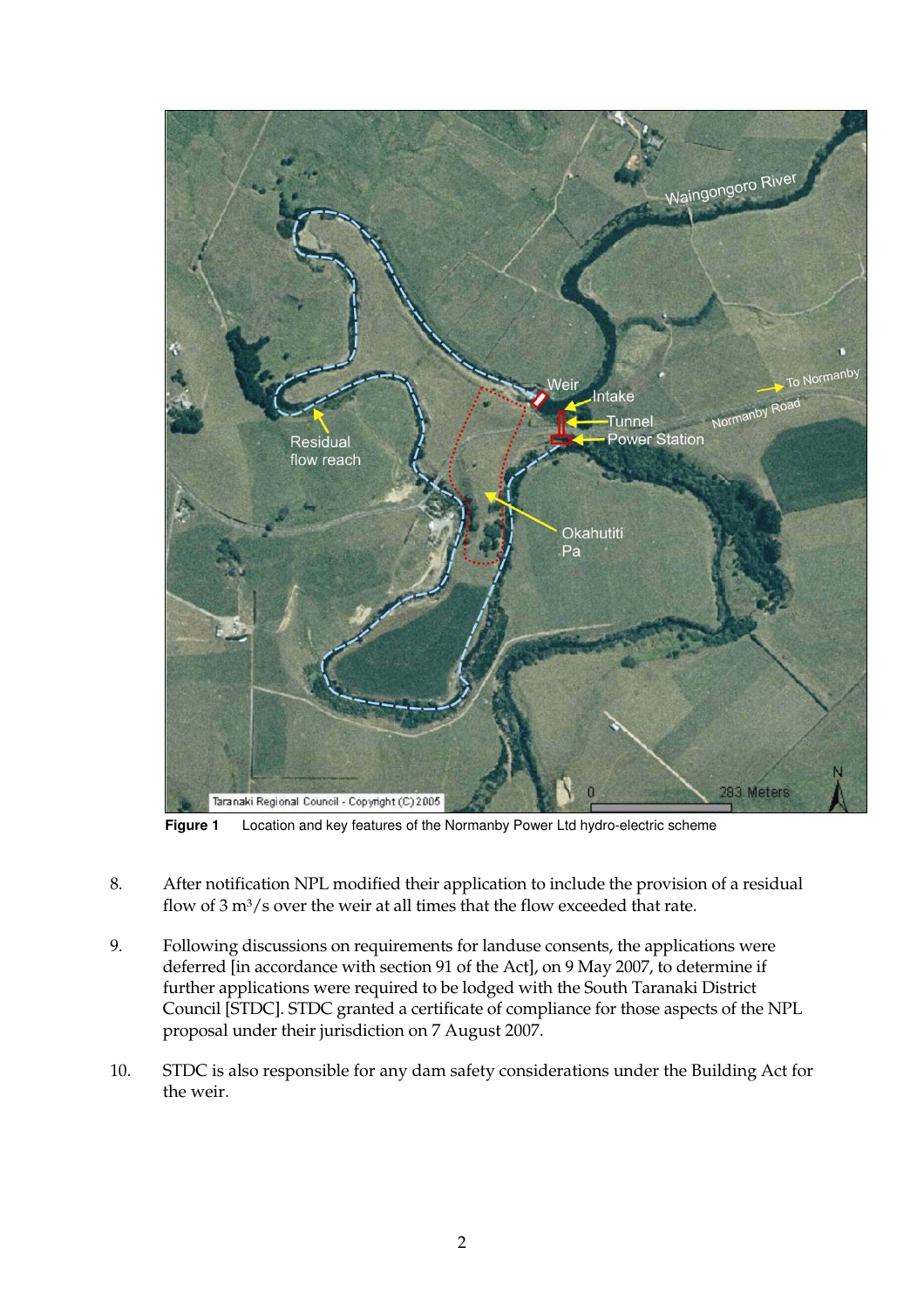**Figure 1** Location and key features of the Normanby Power Ltd hydro-electric scheme

8. After notification NPL modified their application to include the provision of a residual flow of 3 $m^3$/s over the weir at all times that the flow exceeded that rate.

9. Following discussions on requirements for landuse consents, the applications were deferred [in accordance with section 91 of the Act], on 9 May 2007, to determine if further applications were required to be lodged with the South Taranaki District Council [STDC]. STDC granted a certificate of compliance for those aspects of the NPL proposal under their jurisdiction on 7 August 2007.

10. STDC is also responsible for any dam safety considerations under the Building Act for the weir.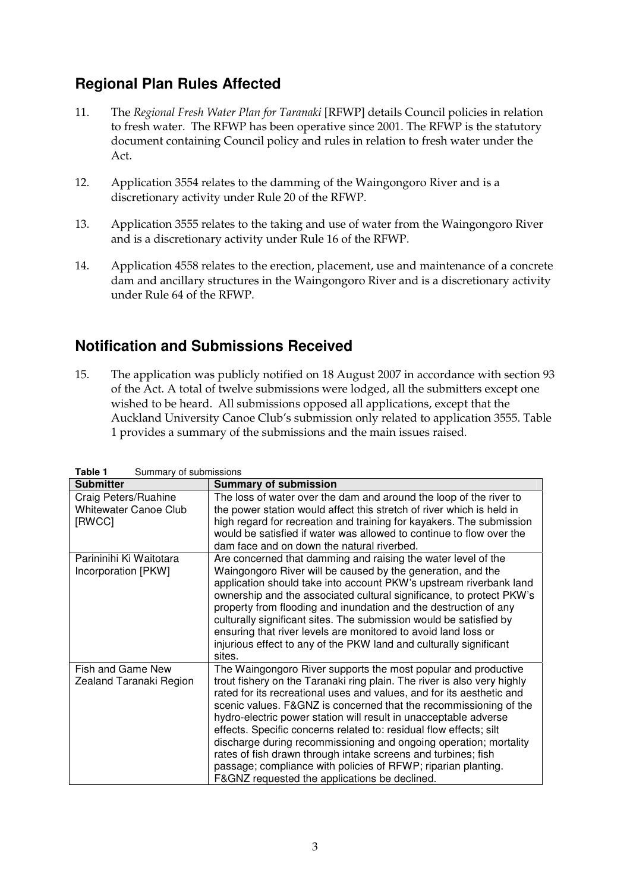## Regional Plan Rules Affected

11. The *Regional Fresh Water Plan for Taranaki* [RFWP] details Council policies in relation to fresh water. The RFWP has been operative since 2001. The RFWP is the statutory document containing Council policy and rules in relation to fresh water under the Act.

12. Application 3554 relates to the damming of the Waingongoro River and is a discretionary activity under Rule 20 of the RFWP.

13. Application 3555 relates to the taking and use of water from the Waingongoro River and is a discretionary activity under Rule 16 of the RFWP.

14. Application 4558 relates to the erection, placement, use and maintenance of a concrete dam and ancillary structures in the Waingongoro River and is a discretionary activity under Rule 64 of the RFWP.

## Notification and Submissions Received

15. The application was publicly notified on 18 August 2007 in accordance with section 93 of the Act. A total of twelve submissions were lodged, all the submitters except one wished to be heard. All submissions opposed all applications, except that the Auckland University Canoe Club's submission only related to application 3555. Table 1 provides a summary of the submissions and the main issues raised.

**Table 1** Summary of submissions

| Submitter | Summary of submission |
|---|---|
| Craig Peters/Ruahine Whitewater Canoe Club [RWCC] | The loss of water over the dam and around the loop of the river to the power station would affect this stretch of river which is held in high regard for recreation and training for kayakers. The submission would be satisfied if water was allowed to continue to flow over the dam face and on down the natural riverbed. |
| Parininihi Ki Waitotara Incorporation [PKW] | Are concerned that damming and raising the water level of the Waingongoro River will be caused by the generation, and the application should take into account PKW's upstream riverbank land ownership and the associated cultural significance, to protect PKW's property from flooding and inundation and the destruction of any culturally significant sites. The submission would be satisfied by ensuring that river levels are monitored to avoid land loss or injurious effect to any of the PKW land and culturally significant sites. |
| Fish and Game New Zealand Taranaki Region | The Waingongoro River supports the most popular and productive trout fishery on the Taranaki ring plain. The river is also very highly rated for its recreational uses and values, and for its aesthetic and scenic values. F&GNZ is concerned that the recommissioning of the hydro-electric power station will result in unacceptable adverse effects. Specific concerns related to: residual flow effects; silt discharge during recommissioning and ongoing operation; mortality rates of fish drawn through intake screens and turbines; fish passage; compliance with policies of RFWP; riparian planting. F&GNZ requested the applications be declined. |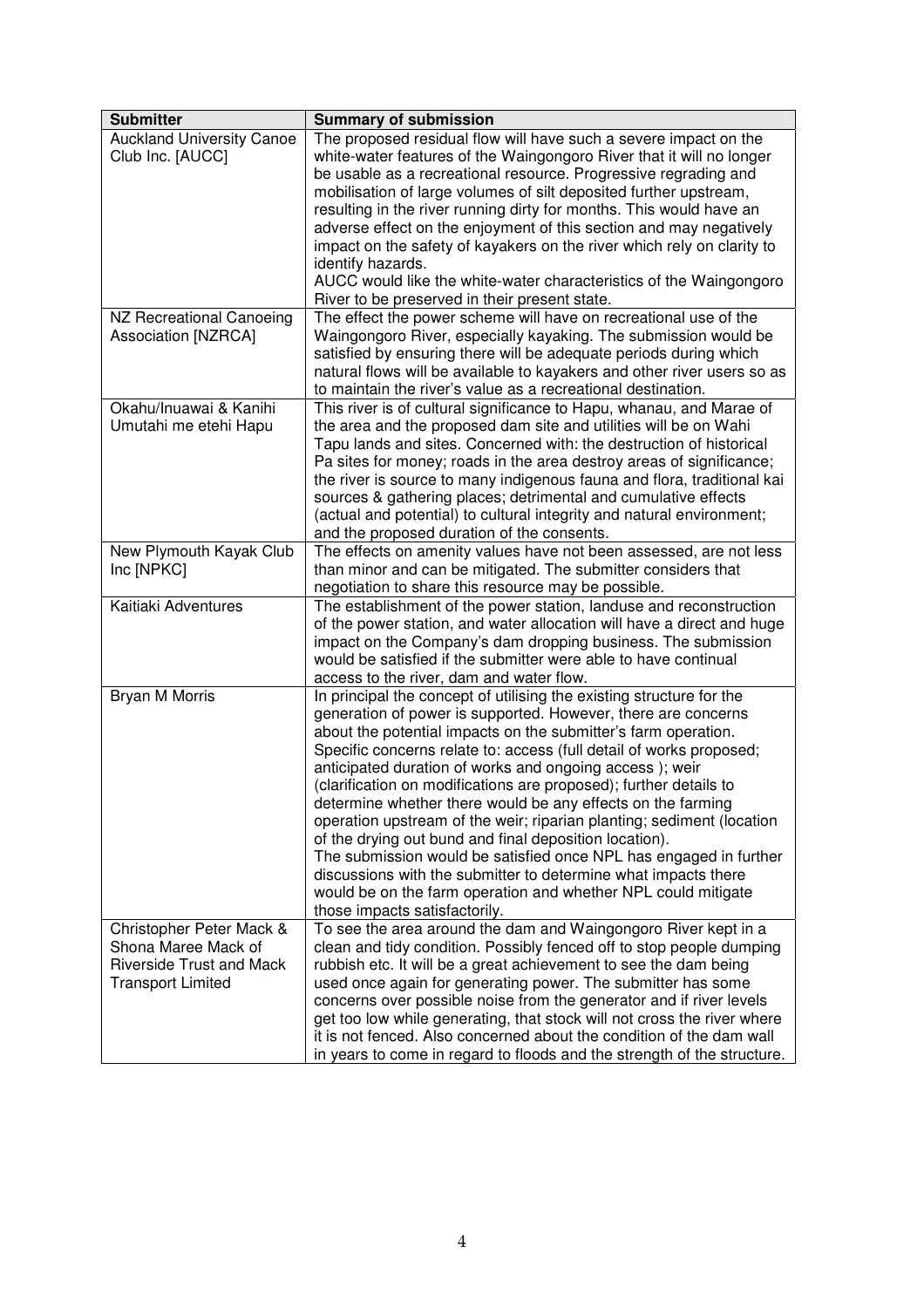| Submitter | Summary of submission |
|---|---|
| Auckland University Canoe Club Inc. [AUCC] | The proposed residual flow will have such a severe impact on the white-water features of the Waingongoro River that it will no longer be usable as a recreational resource. Progressive regrading and mobilisation of large volumes of silt deposited further upstream, resulting in the river running dirty for months. This would have an adverse effect on the enjoyment of this section and may negatively impact on the safety of kayakers on the river which rely on clarity to identify hazards.<br>AUCC would like the white-water characteristics of the Waingongoro River to be preserved in their present state. |
| NZ Recreational Canoeing Association [NZRCA] | The effect the power scheme will have on recreational use of the Waingongoro River, especially kayaking. The submission would be satisfied by ensuring there will be adequate periods during which natural flows will be available to kayakers and other river users so as to maintain the river's value as a recreational destination. |
| Okahu/Inuawai & Kanihi Umutahi me etehi Hapu | This river is of cultural significance to Hapu, whanau, and Marae of the area and the proposed dam site and utilities will be on Wahi Tapu lands and sites. Concerned with: the destruction of historical Pa sites for money; roads in the area destroy areas of significance; the river is source to many indigenous fauna and flora, traditional kai sources & gathering places; detrimental and cumulative effects (actual and potential) to cultural integrity and natural environment; and the proposed duration of the consents. |
| New Plymouth Kayak Club Inc [NPKC] | The effects on amenity values have not been assessed, are not less than minor and can be mitigated. The submitter considers that negotiation to share this resource may be possible. |
| Kaitiaki Adventures | The establishment of the power station, landuse and reconstruction of the power station, and water allocation will have a direct and huge impact on the Company's dam dropping business. The submission would be satisfied if the submitter were able to have continual access to the river, dam and water flow. |
| Bryan M Morris | In principal the concept of utilising the existing structure for the generation of power is supported. However, there are concerns about the potential impacts on the submitter's farm operation. Specific concerns relate to: access (full detail of works proposed; anticipated duration of works and ongoing access ); weir (clarification on modifications are proposed); further details to determine whether there would be any effects on the farming operation upstream of the weir; riparian planting; sediment (location of the drying out bund and final deposition location).<br>The submission would be satisfied once NPL has engaged in further discussions with the submitter to determine what impacts there would be on the farm operation and whether NPL could mitigate those impacts satisfactorily. |
| Christopher Peter Mack & Shona Maree Mack of Riverside Trust and Mack Transport Limited | To see the area around the dam and Waingongoro River kept in a clean and tidy condition. Possibly fenced off to stop people dumping rubbish etc. It will be a great achievement to see the dam being used once again for generating power. The submitter has some concerns over possible noise from the generator and if river levels get too low while generating, that stock will not cross the river where it is not fenced. Also concerned about the condition of the dam wall in years to come in regard to floods and the strength of the structure. |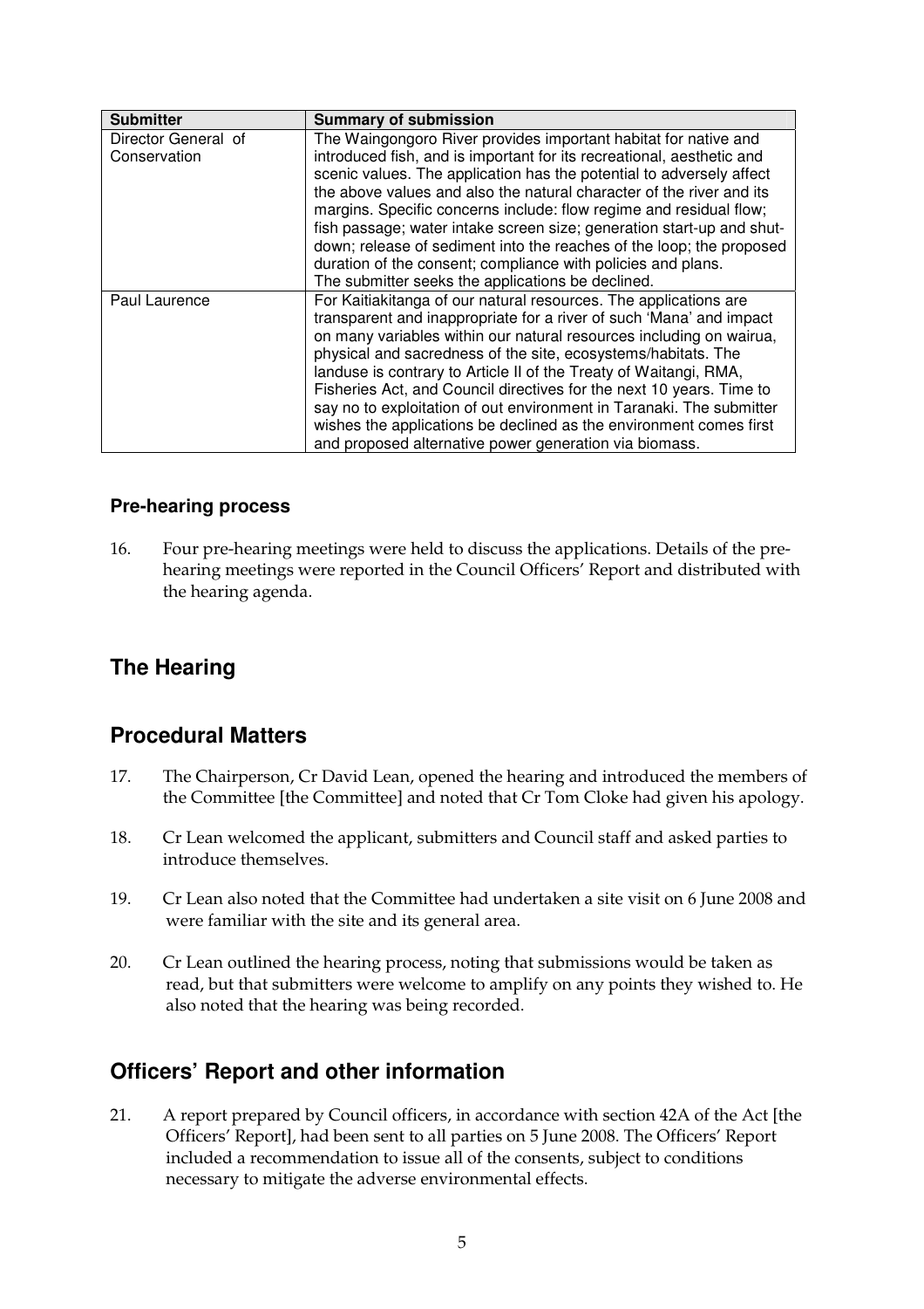| Submitter | Summary of submission |
|---|---|
| Director General of Conservation | The Waingongoro River provides important habitat for native and introduced fish, and is important for its recreational, aesthetic and scenic values. The application has the potential to adversely affect the above values and also the natural character of the river and its margins. Specific concerns include: flow regime and residual flow; fish passage; water intake screen size; generation start-up and shut-down; release of sediment into the reaches of the loop; the proposed duration of the consent; compliance with policies and plans. The submitter seeks the applications be declined. |
| Paul Laurence | For Kaitiakitanga of our natural resources. The applications are transparent and inappropriate for a river of such 'Mana' and impact on many variables within our natural resources including on wairua, physical and sacredness of the site, ecosystems/habitats. The landuse is contrary to Article II of the Treaty of Waitangi, RMA, Fisheries Act, and Council directives for the next 10 years. Time to say no to exploitation of out environment in Taranaki. The submitter wishes the applications be declined as the environment comes first and proposed alternative power generation via biomass. |

### Pre-hearing process

16. Four pre-hearing meetings were held to discuss the applications. Details of the pre-hearing meetings were reported in the Council Officers' Report and distributed with the hearing agenda.

## The Hearing

## Procedural Matters

17. The Chairperson, Cr David Lean, opened the hearing and introduced the members of the Committee [the Committee] and noted that Cr Tom Cloke had given his apology.

18. Cr Lean welcomed the applicant, submitters and Council staff and asked parties to introduce themselves.

19. Cr Lean also noted that the Committee had undertaken a site visit on 6 June 2008 and were familiar with the site and its general area.

20. Cr Lean outlined the hearing process, noting that submissions would be taken as read, but that submitters were welcome to amplify on any points they wished to. He also noted that the hearing was being recorded.

## Officers' Report and other information

21. A report prepared by Council officers, in accordance with section 42A of the Act [the Officers' Report], had been sent to all parties on 5 June 2008. The Officers' Report included a recommendation to issue all of the consents, subject to conditions necessary to mitigate the adverse environmental effects.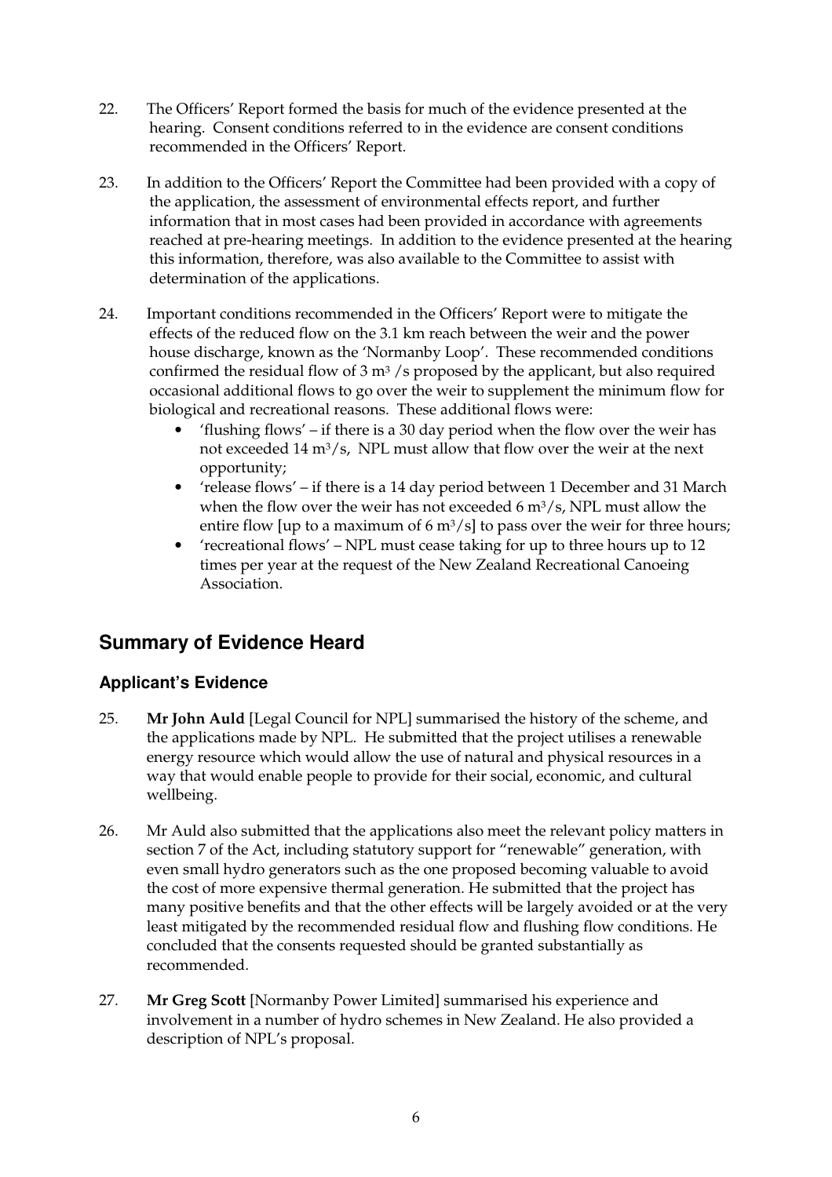22. The Officers' Report formed the basis for much of the evidence presented at the hearing. Consent conditions referred to in the evidence are consent conditions recommended in the Officers' Report.

23. In addition to the Officers' Report the Committee had been provided with a copy of the application, the assessment of environmental effects report, and further information that in most cases had been provided in accordance with agreements reached at pre-hearing meetings. In addition to the evidence presented at the hearing this information, therefore, was also available to the Committee to assist with determination of the applications.

24. Important conditions recommended in the Officers' Report were to mitigate the effects of the reduced flow on the 3.1 km reach between the weir and the power house discharge, known as the 'Normanby Loop'. These recommended conditions confirmed the residual flow of 3 $m^3$ /s proposed by the applicant, but also required occasional additional flows to go over the weir to supplement the minimum flow for biological and recreational reasons. These additional flows were:
    - 'flushing flows' – if there is a 30 day period when the flow over the weir has not exceeded 14 $m^3$/s, NPL must allow that flow over the weir at the next opportunity;
    - 'release flows' – if there is a 14 day period between 1 December and 31 March when the flow over the weir has not exceeded 6 $m^3$/s, NPL must allow the entire flow [up to a maximum of 6 $m^3$/s] to pass over the weir for three hours;
    - 'recreational flows' – NPL must cease taking for up to three hours up to 12 times per year at the request of the New Zealand Recreational Canoeing Association.

## Summary of Evidence Heard

### Applicant's Evidence

25. **Mr John Auld** [Legal Council for NPL] summarised the history of the scheme, and the applications made by NPL. He submitted that the project utilises a renewable energy resource which would allow the use of natural and physical resources in a way that would enable people to provide for their social, economic, and cultural wellbeing.

26. Mr Auld also submitted that the applications also meet the relevant policy matters in section 7 of the Act, including statutory support for "renewable" generation, with even small hydro generators such as the one proposed becoming valuable to avoid the cost of more expensive thermal generation. He submitted that the project has many positive benefits and that the other effects will be largely avoided or at the very least mitigated by the recommended residual flow and flushing flow conditions. He concluded that the consents requested should be granted substantially as recommended.

27. **Mr Greg Scott** [Normanby Power Limited] summarised his experience and involvement in a number of hydro schemes in New Zealand. He also provided a description of NPL's proposal.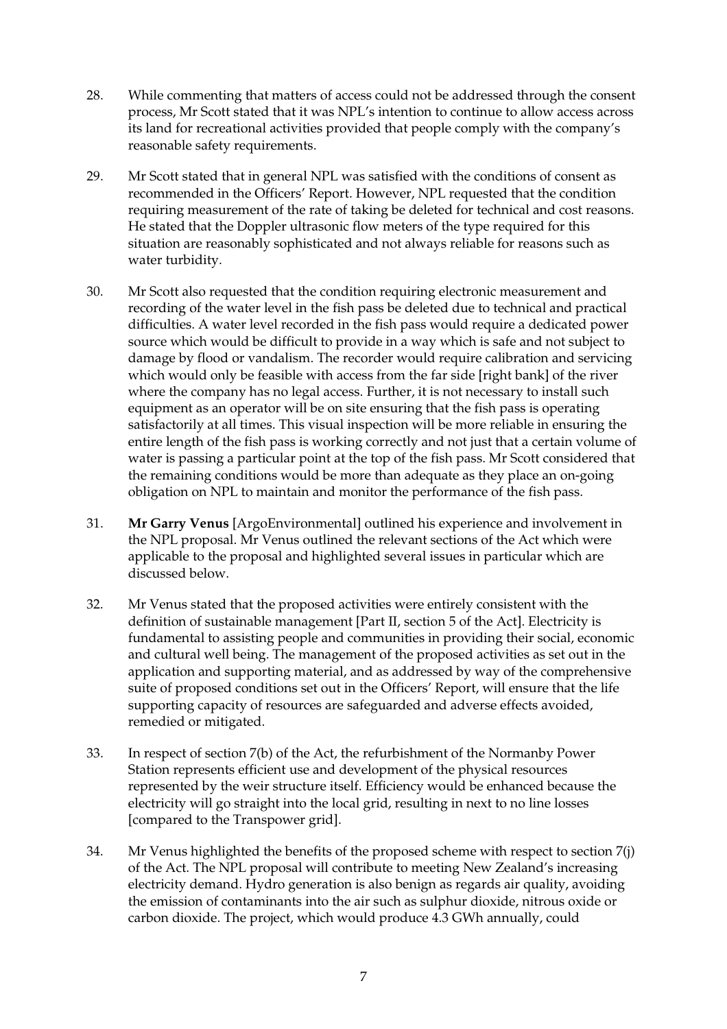28. While commenting that matters of access could not be addressed through the consent process, Mr Scott stated that it was NPL's intention to continue to allow access across its land for recreational activities provided that people comply with the company's reasonable safety requirements.

29. Mr Scott stated that in general NPL was satisfied with the conditions of consent as recommended in the Officers' Report. However, NPL requested that the condition requiring measurement of the rate of taking be deleted for technical and cost reasons. He stated that the Doppler ultrasonic flow meters of the type required for this situation are reasonably sophisticated and not always reliable for reasons such as water turbidity.

30. Mr Scott also requested that the condition requiring electronic measurement and recording of the water level in the fish pass be deleted due to technical and practical difficulties. A water level recorded in the fish pass would require a dedicated power source which would be difficult to provide in a way which is safe and not subject to damage by flood or vandalism. The recorder would require calibration and servicing which would only be feasible with access from the far side [right bank] of the river where the company has no legal access. Further, it is not necessary to install such equipment as an operator will be on site ensuring that the fish pass is operating satisfactorily at all times. This visual inspection will be more reliable in ensuring the entire length of the fish pass is working correctly and not just that a certain volume of water is passing a particular point at the top of the fish pass. Mr Scott considered that the remaining conditions would be more than adequate as they place an on-going obligation on NPL to maintain and monitor the performance of the fish pass.

31. **Mr Garry Venus** [ArgoEnvironmental] outlined his experience and involvement in the NPL proposal. Mr Venus outlined the relevant sections of the Act which were applicable to the proposal and highlighted several issues in particular which are discussed below.

32. Mr Venus stated that the proposed activities were entirely consistent with the definition of sustainable management [Part II, section 5 of the Act]. Electricity is fundamental to assisting people and communities in providing their social, economic and cultural well being. The management of the proposed activities as set out in the application and supporting material, and as addressed by way of the comprehensive suite of proposed conditions set out in the Officers' Report, will ensure that the life supporting capacity of resources are safeguarded and adverse effects avoided, remedied or mitigated.

33. In respect of section 7(b) of the Act, the refurbishment of the Normanby Power Station represents efficient use and development of the physical resources represented by the weir structure itself. Efficiency would be enhanced because the electricity will go straight into the local grid, resulting in next to no line losses [compared to the Transpower grid].

34. Mr Venus highlighted the benefits of the proposed scheme with respect to section 7(j) of the Act. The NPL proposal will contribute to meeting New Zealand's increasing electricity demand. Hydro generation is also benign as regards air quality, avoiding the emission of contaminants into the air such as sulphur dioxide, nitrous oxide or carbon dioxide. The project, which would produce 4.3 GWh annually, could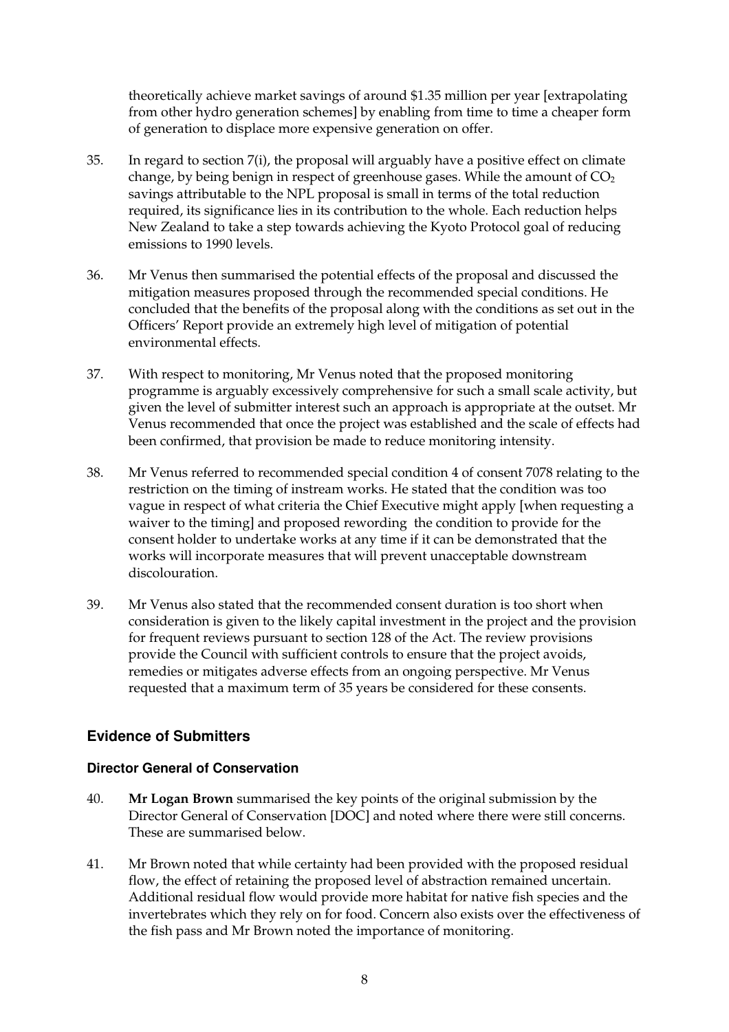theoretically achieve market savings of around $1.35 million per year [extrapolating from other hydro generation schemes] by enabling from time to time a cheaper form of generation to displace more expensive generation on offer.

35. In regard to section 7(i), the proposal will arguably have a positive effect on climate change, by being benign in respect of greenhouse gases. While the amount of $CO_2$ savings attributable to the NPL proposal is small in terms of the total reduction required, its significance lies in its contribution to the whole. Each reduction helps New Zealand to take a step towards achieving the Kyoto Protocol goal of reducing emissions to 1990 levels.

36. Mr Venus then summarised the potential effects of the proposal and discussed the mitigation measures proposed through the recommended special conditions. He concluded that the benefits of the proposal along with the conditions as set out in the Officers' Report provide an extremely high level of mitigation of potential environmental effects.

37. With respect to monitoring, Mr Venus noted that the proposed monitoring programme is arguably excessively comprehensive for such a small scale activity, but given the level of submitter interest such an approach is appropriate at the outset. Mr Venus recommended that once the project was established and the scale of effects had been confirmed, that provision be made to reduce monitoring intensity.

38. Mr Venus referred to recommended special condition 4 of consent 7078 relating to the restriction on the timing of instream works. He stated that the condition was too vague in respect of what criteria the Chief Executive might apply [when requesting a waiver to the timing] and proposed rewording the condition to provide for the consent holder to undertake works at any time if it can be demonstrated that the works will incorporate measures that will prevent unacceptable downstream discolouration.

39. Mr Venus also stated that the recommended consent duration is too short when consideration is given to the likely capital investment in the project and the provision for frequent reviews pursuant to section 128 of the Act. The review provisions provide the Council with sufficient controls to ensure that the project avoids, remedies or mitigates adverse effects from an ongoing perspective. Mr Venus requested that a maximum term of 35 years be considered for these consents.

## Evidence of Submitters

### Director General of Conservation

40. **Mr Logan Brown** summarised the key points of the original submission by the Director General of Conservation [DOC] and noted where there were still concerns. These are summarised below.

41. Mr Brown noted that while certainty had been provided with the proposed residual flow, the effect of retaining the proposed level of abstraction remained uncertain. Additional residual flow would provide more habitat for native fish species and the invertebrates which they rely on for food. Concern also exists over the effectiveness of the fish pass and Mr Brown noted the importance of monitoring.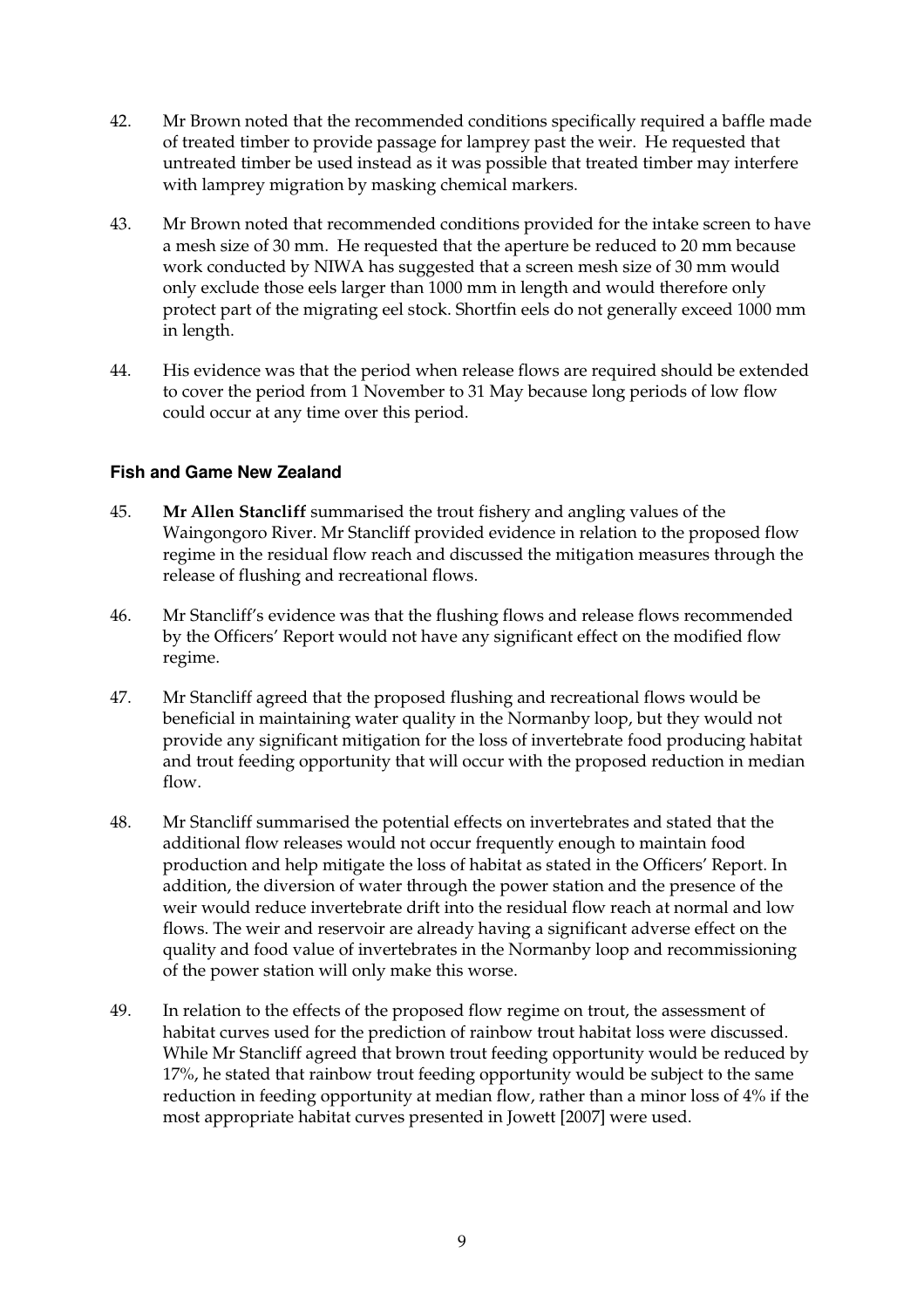42. Mr Brown noted that the recommended conditions specifically required a baffle made of treated timber to provide passage for lamprey past the weir. He requested that untreated timber be used instead as it was possible that treated timber may interfere with lamprey migration by masking chemical markers.

43. Mr Brown noted that recommended conditions provided for the intake screen to have a mesh size of 30 mm. He requested that the aperture be reduced to 20 mm because work conducted by NIWA has suggested that a screen mesh size of 30 mm would only exclude those eels larger than 1000 mm in length and would therefore only protect part of the migrating eel stock. Shortfin eels do not generally exceed 1000 mm in length.

44. His evidence was that the period when release flows are required should be extended to cover the period from 1 November to 31 May because long periods of low flow could occur at any time over this period.

### Fish and Game New Zealand

45. **Mr Allen Stancliff** summarised the trout fishery and angling values of the Waingongoro River. Mr Stancliff provided evidence in relation to the proposed flow regime in the residual flow reach and discussed the mitigation measures through the release of flushing and recreational flows.

46. Mr Stancliff's evidence was that the flushing flows and release flows recommended by the Officers' Report would not have any significant effect on the modified flow regime.

47. Mr Stancliff agreed that the proposed flushing and recreational flows would be beneficial in maintaining water quality in the Normanby loop, but they would not provide any significant mitigation for the loss of invertebrate food producing habitat and trout feeding opportunity that will occur with the proposed reduction in median flow.

48. Mr Stancliff summarised the potential effects on invertebrates and stated that the additional flow releases would not occur frequently enough to maintain food production and help mitigate the loss of habitat as stated in the Officers' Report. In addition, the diversion of water through the power station and the presence of the weir would reduce invertebrate drift into the residual flow reach at normal and low flows. The weir and reservoir are already having a significant adverse effect on the quality and food value of invertebrates in the Normanby loop and recommissioning of the power station will only make this worse.

49. In relation to the effects of the proposed flow regime on trout, the assessment of habitat curves used for the prediction of rainbow trout habitat loss were discussed. While Mr Stancliff agreed that brown trout feeding opportunity would be reduced by 17%, he stated that rainbow trout feeding opportunity would be subject to the same reduction in feeding opportunity at median flow, rather than a minor loss of 4% if the most appropriate habitat curves presented in Jowett [2007] were used.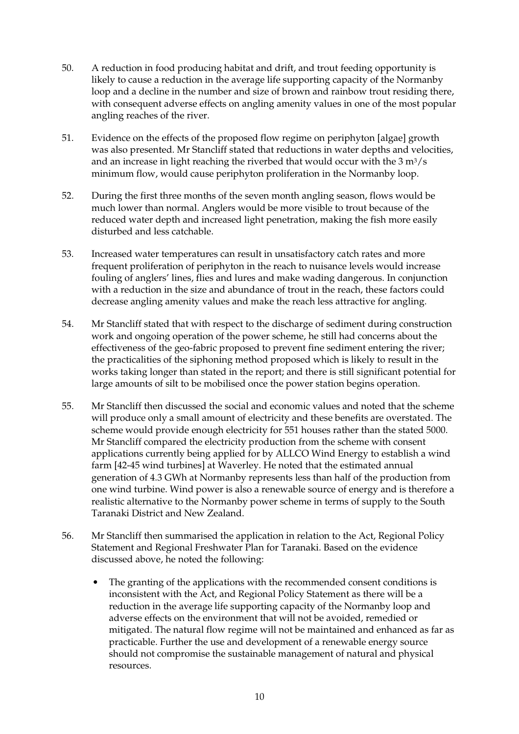50. A reduction in food producing habitat and drift, and trout feeding opportunity is likely to cause a reduction in the average life supporting capacity of the Normanby loop and a decline in the number and size of brown and rainbow trout residing there, with consequent adverse effects on angling amenity values in one of the most popular angling reaches of the river.

51. Evidence on the effects of the proposed flow regime on periphyton [algae] growth was also presented. Mr Stancliff stated that reductions in water depths and velocities, and an increase in light reaching the riverbed that would occur with the 3 $m^3/s$ minimum flow, would cause periphyton proliferation in the Normanby loop.

52. During the first three months of the seven month angling season, flows would be much lower than normal. Anglers would be more visible to trout because of the reduced water depth and increased light penetration, making the fish more easily disturbed and less catchable.

53. Increased water temperatures can result in unsatisfactory catch rates and more frequent proliferation of periphyton in the reach to nuisance levels would increase fouling of anglers' lines, flies and lures and make wading dangerous. In conjunction with a reduction in the size and abundance of trout in the reach, these factors could decrease angling amenity values and make the reach less attractive for angling.

54. Mr Stancliff stated that with respect to the discharge of sediment during construction work and ongoing operation of the power scheme, he still had concerns about the effectiveness of the geo-fabric proposed to prevent fine sediment entering the river; the practicalities of the siphoning method proposed which is likely to result in the works taking longer than stated in the report; and there is still significant potential for large amounts of silt to be mobilised once the power station begins operation.

55. Mr Stancliff then discussed the social and economic values and noted that the scheme will produce only a small amount of electricity and these benefits are overstated. The scheme would provide enough electricity for 551 houses rather than the stated 5000. Mr Stancliff compared the electricity production from the scheme with consent applications currently being applied for by ALLCO Wind Energy to establish a wind farm [42-45 wind turbines] at Waverley. He noted that the estimated annual generation of 4.3 GWh at Normanby represents less than half of the production from one wind turbine. Wind power is also a renewable source of energy and is therefore a realistic alternative to the Normanby power scheme in terms of supply to the South Taranaki District and New Zealand.

56. Mr Stancliff then summarised the application in relation to the Act, Regional Policy Statement and Regional Freshwater Plan for Taranaki. Based on the evidence discussed above, he noted the following:

   - The granting of the applications with the recommended consent conditions is inconsistent with the Act, and Regional Policy Statement as there will be a reduction in the average life supporting capacity of the Normanby loop and adverse effects on the environment that will not be avoided, remedied or mitigated. The natural flow regime will not be maintained and enhanced as far as practicable. Further the use and development of a renewable energy source should not compromise the sustainable management of natural and physical resources.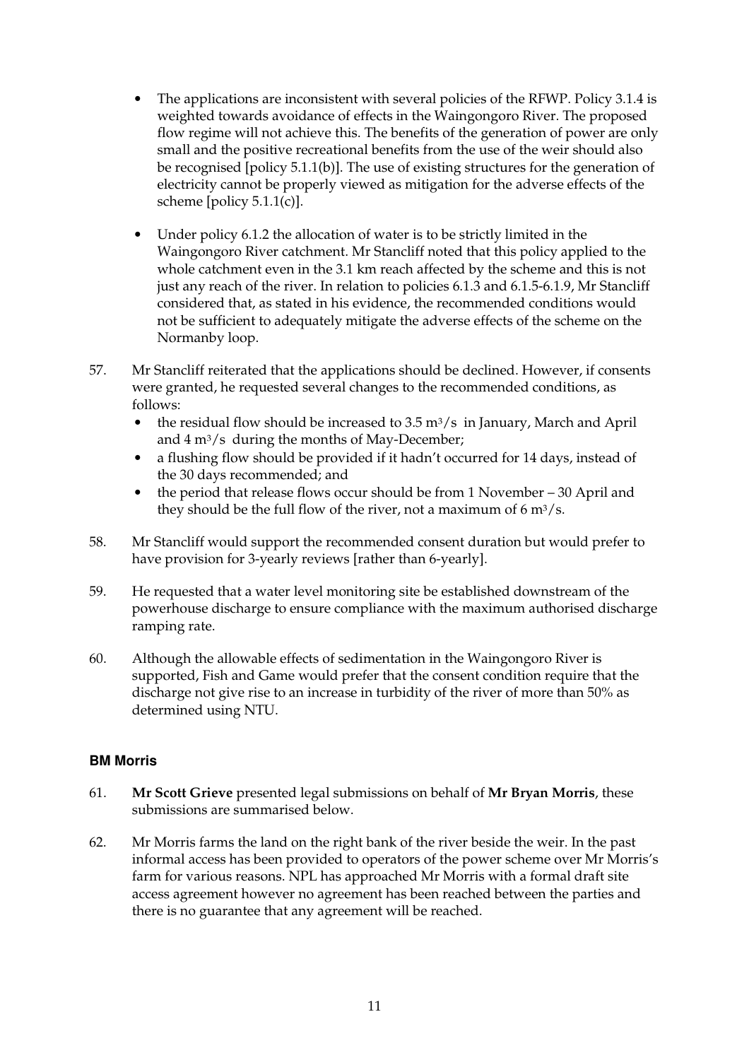- The applications are inconsistent with several policies of the RFWP. Policy 3.1.4 is weighted towards avoidance of effects in the Waingongoro River. The proposed flow regime will not achieve this. The benefits of the generation of power are only small and the positive recreational benefits from the use of the weir should also be recognised [policy 5.1.1(b)]. The use of existing structures for the generation of electricity cannot be properly viewed as mitigation for the adverse effects of the scheme [policy 5.1.1(c)].
- Under policy 6.1.2 the allocation of water is to be strictly limited in the Waingongoro River catchment. Mr Stancliff noted that this policy applied to the whole catchment even in the 3.1 km reach affected by the scheme and this is not just any reach of the river. In relation to policies 6.1.3 and 6.1.5-6.1.9, Mr Stancliff considered that, as stated in his evidence, the recommended conditions would not be sufficient to adequately mitigate the adverse effects of the scheme on the Normanby loop.

57. Mr Stancliff reiterated that the applications should be declined. However, if consents were granted, he requested several changes to the recommended conditions, as follows:
    - the residual flow should be increased to 3.5 $m^3/s$ in January, March and April and 4 $m^3/s$ during the months of May-December;
    - a flushing flow should be provided if it hadn't occurred for 14 days, instead of the 30 days recommended; and
    - the period that release flows occur should be from 1 November – 30 April and they should be the full flow of the river, not a maximum of 6 $m^3/s$.

58. Mr Stancliff would support the recommended consent duration but would prefer to have provision for 3-yearly reviews [rather than 6-yearly].

59. He requested that a water level monitoring site be established downstream of the powerhouse discharge to ensure compliance with the maximum authorised discharge ramping rate.

60. Although the allowable effects of sedimentation in the Waingongoro River is supported, Fish and Game would prefer that the consent condition require that the discharge not give rise to an increase in turbidity of the river of more than 50% as determined using NTU.

### BM Morris

61. **Mr Scott Grieve** presented legal submissions on behalf of **Mr Bryan Morris**, these submissions are summarised below.

62. Mr Morris farms the land on the right bank of the river beside the weir. In the past informal access has been provided to operators of the power scheme over Mr Morris's farm for various reasons. NPL has approached Mr Morris with a formal draft site access agreement however no agreement has been reached between the parties and there is no guarantee that any agreement will be reached.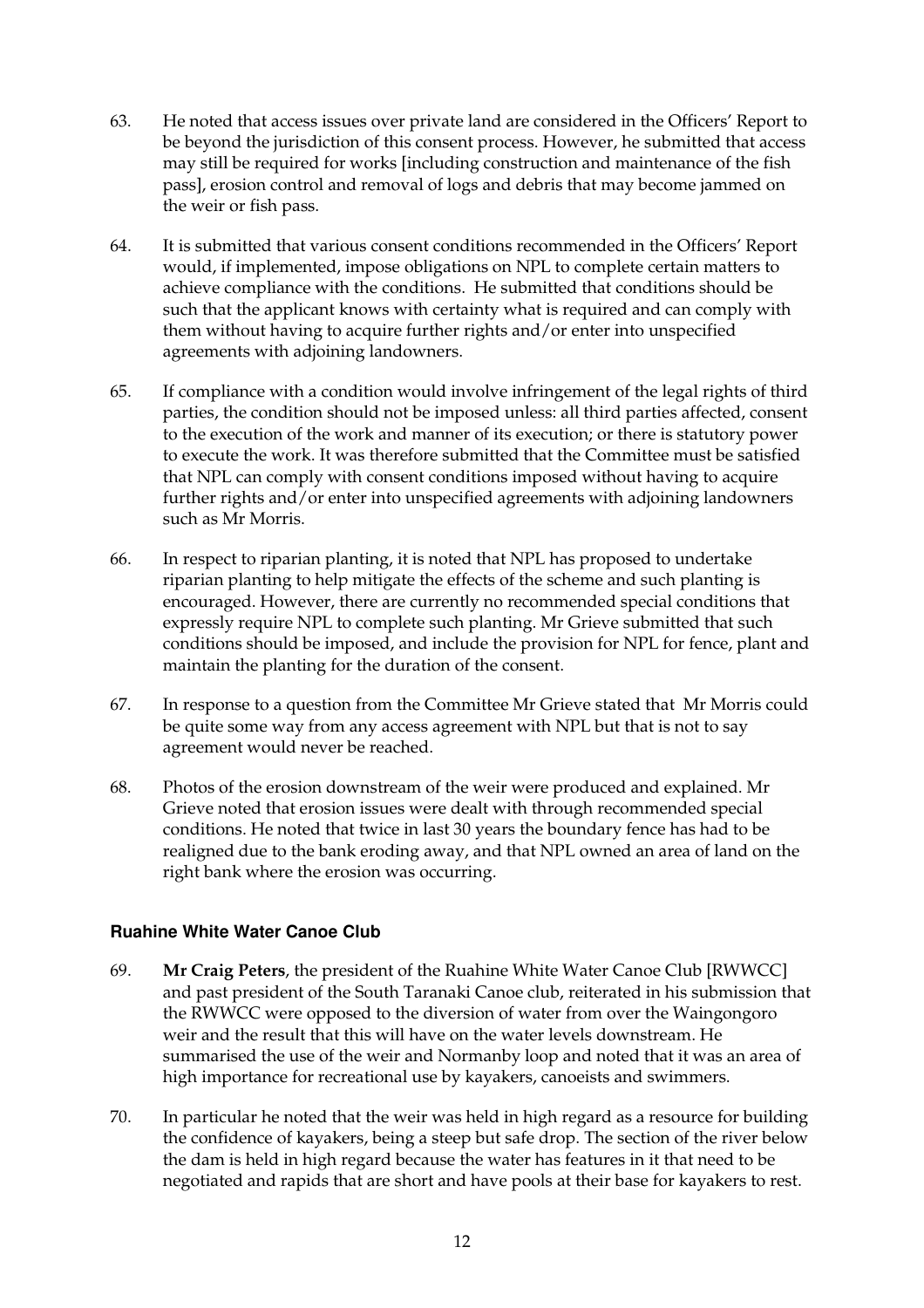63. He noted that access issues over private land are considered in the Officers' Report to be beyond the jurisdiction of this consent process. However, he submitted that access may still be required for works [including construction and maintenance of the fish pass], erosion control and removal of logs and debris that may become jammed on the weir or fish pass.

64. It is submitted that various consent conditions recommended in the Officers' Report would, if implemented, impose obligations on NPL to complete certain matters to achieve compliance with the conditions. He submitted that conditions should be such that the applicant knows with certainty what is required and can comply with them without having to acquire further rights and/or enter into unspecified agreements with adjoining landowners.

65. If compliance with a condition would involve infringement of the legal rights of third parties, the condition should not be imposed unless: all third parties affected, consent to the execution of the work and manner of its execution; or there is statutory power to execute the work. It was therefore submitted that the Committee must be satisfied that NPL can comply with consent conditions imposed without having to acquire further rights and/or enter into unspecified agreements with adjoining landowners such as Mr Morris.

66. In respect to riparian planting, it is noted that NPL has proposed to undertake riparian planting to help mitigate the effects of the scheme and such planting is encouraged. However, there are currently no recommended special conditions that expressly require NPL to complete such planting. Mr Grieve submitted that such conditions should be imposed, and include the provision for NPL for fence, plant and maintain the planting for the duration of the consent.

67. In response to a question from the Committee Mr Grieve stated that Mr Morris could be quite some way from any access agreement with NPL but that is not to say agreement would never be reached.

68. Photos of the erosion downstream of the weir were produced and explained. Mr Grieve noted that erosion issues were dealt with through recommended special conditions. He noted that twice in last 30 years the boundary fence has had to be realigned due to the bank eroding away, and that NPL owned an area of land on the right bank where the erosion was occurring.

### Ruahine White Water Canoe Club

69. **Mr Craig Peters**, the president of the Ruahine White Water Canoe Club [RWWCC] and past president of the South Taranaki Canoe club, reiterated in his submission that the RWWCC were opposed to the diversion of water from over the Waingongoro weir and the result that this will have on the water levels downstream. He summarised the use of the weir and Normanby loop and noted that it was an area of high importance for recreational use by kayakers, canoeists and swimmers.

70. In particular he noted that the weir was held in high regard as a resource for building the confidence of kayakers, being a steep but safe drop. The section of the river below the dam is held in high regard because the water has features in it that need to be negotiated and rapids that are short and have pools at their base for kayakers to rest.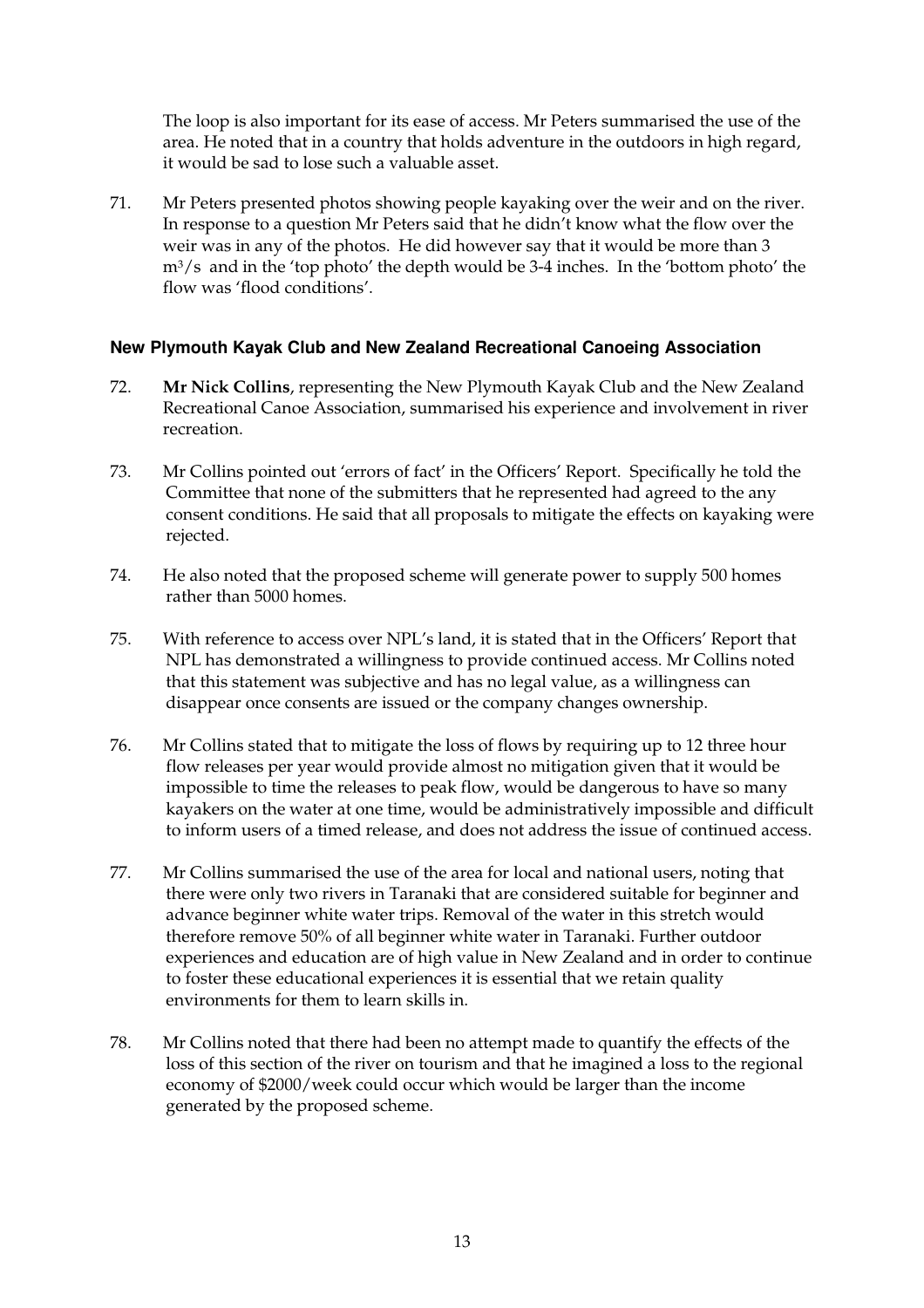The loop is also important for its ease of access. Mr Peters summarised the use of the area. He noted that in a country that holds adventure in the outdoors in high regard, it would be sad to lose such a valuable asset.

71. Mr Peters presented photos showing people kayaking over the weir and on the river. In response to a question Mr Peters said that he didn't know what the flow over the weir was in any of the photos. He did however say that it would be more than 3 $m^3/s$ and in the 'top photo' the depth would be 3-4 inches. In the 'bottom photo' the flow was 'flood conditions'.

### New Plymouth Kayak Club and New Zealand Recreational Canoeing Association

72. **Mr Nick Collins**, representing the New Plymouth Kayak Club and the New Zealand Recreational Canoe Association, summarised his experience and involvement in river recreation.

73. Mr Collins pointed out 'errors of fact' in the Officers' Report. Specifically he told the Committee that none of the submitters that he represented had agreed to the any consent conditions. He said that all proposals to mitigate the effects on kayaking were rejected.

74. He also noted that the proposed scheme will generate power to supply 500 homes rather than 5000 homes.

75. With reference to access over NPL's land, it is stated that in the Officers' Report that NPL has demonstrated a willingness to provide continued access. Mr Collins noted that this statement was subjective and has no legal value, as a willingness can disappear once consents are issued or the company changes ownership.

76. Mr Collins stated that to mitigate the loss of flows by requiring up to 12 three hour flow releases per year would provide almost no mitigation given that it would be impossible to time the releases to peak flow, would be dangerous to have so many kayakers on the water at one time, would be administratively impossible and difficult to inform users of a timed release, and does not address the issue of continued access.

77. Mr Collins summarised the use of the area for local and national users, noting that there were only two rivers in Taranaki that are considered suitable for beginner and advance beginner white water trips. Removal of the water in this stretch would therefore remove 50% of all beginner white water in Taranaki. Further outdoor experiences and education are of high value in New Zealand and in order to continue to foster these educational experiences it is essential that we retain quality environments for them to learn skills in.

78. Mr Collins noted that there had been no attempt made to quantify the effects of the loss of this section of the river on tourism and that he imagined a loss to the regional economy of $2000/week could occur which would be larger than the income generated by the proposed scheme.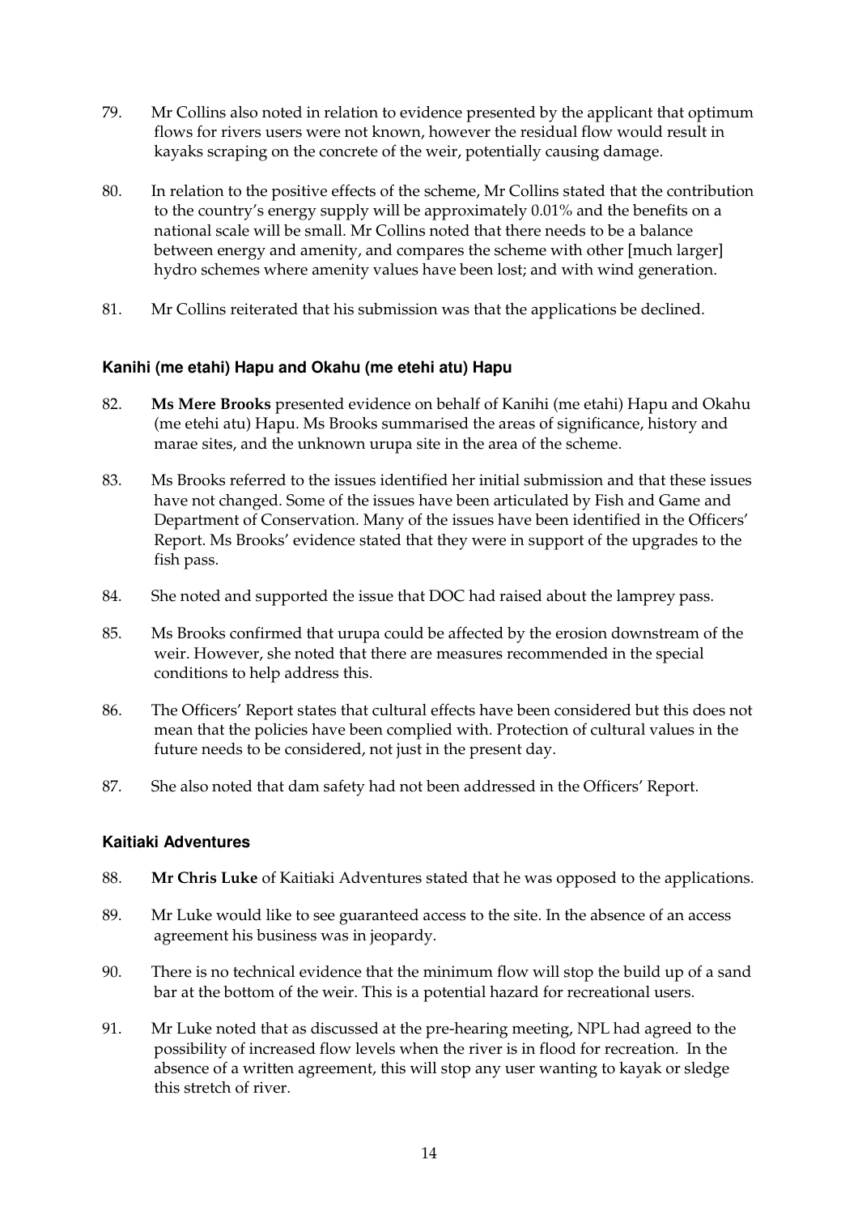79. Mr Collins also noted in relation to evidence presented by the applicant that optimum flows for rivers users were not known, however the residual flow would result in kayaks scraping on the concrete of the weir, potentially causing damage.

80. In relation to the positive effects of the scheme, Mr Collins stated that the contribution to the country's energy supply will be approximately 0.01% and the benefits on a national scale will be small. Mr Collins noted that there needs to be a balance between energy and amenity, and compares the scheme with other [much larger] hydro schemes where amenity values have been lost; and with wind generation.

81. Mr Collins reiterated that his submission was that the applications be declined.

### Kanihi (me etahi) Hapu and Okahu (me etehi atu) Hapu

82. **Ms Mere Brooks** presented evidence on behalf of Kanihi (me etahi) Hapu and Okahu (me etehi atu) Hapu. Ms Brooks summarised the areas of significance, history and marae sites, and the unknown urupa site in the area of the scheme.

83. Ms Brooks referred to the issues identified her initial submission and that these issues have not changed. Some of the issues have been articulated by Fish and Game and Department of Conservation. Many of the issues have been identified in the Officers' Report. Ms Brooks' evidence stated that they were in support of the upgrades to the fish pass.

84. She noted and supported the issue that DOC had raised about the lamprey pass.

85. Ms Brooks confirmed that urupa could be affected by the erosion downstream of the weir. However, she noted that there are measures recommended in the special conditions to help address this.

86. The Officers' Report states that cultural effects have been considered but this does not mean that the policies have been complied with. Protection of cultural values in the future needs to be considered, not just in the present day.

87. She also noted that dam safety had not been addressed in the Officers' Report.

### Kaitiaki Adventures

88. **Mr Chris Luke** of Kaitiaki Adventures stated that he was opposed to the applications.

89. Mr Luke would like to see guaranteed access to the site. In the absence of an access agreement his business was in jeopardy.

90. There is no technical evidence that the minimum flow will stop the build up of a sand bar at the bottom of the weir. This is a potential hazard for recreational users.

91. Mr Luke noted that as discussed at the pre-hearing meeting, NPL had agreed to the possibility of increased flow levels when the river is in flood for recreation. In the absence of a written agreement, this will stop any user wanting to kayak or sledge this stretch of river.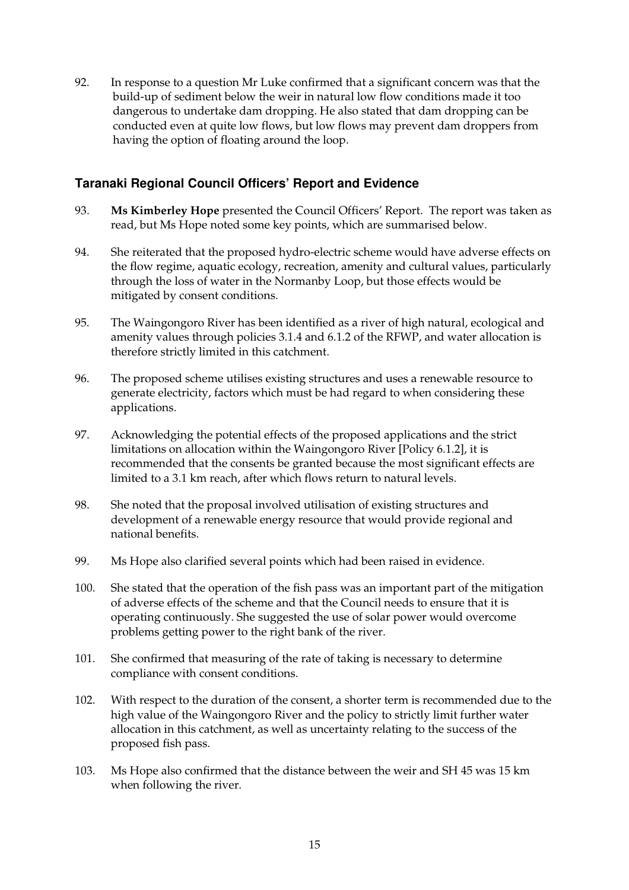92. In response to a question Mr Luke confirmed that a significant concern was that the build-up of sediment below the weir in natural low flow conditions made it too dangerous to undertake dam dropping. He also stated that dam dropping can be conducted even at quite low flows, but low flows may prevent dam droppers from having the option of floating around the loop.

## Taranaki Regional Council Officers' Report and Evidence

93. **Ms Kimberley Hope** presented the Council Officers' Report. The report was taken as read, but Ms Hope noted some key points, which are summarised below.

94. She reiterated that the proposed hydro-electric scheme would have adverse effects on the flow regime, aquatic ecology, recreation, amenity and cultural values, particularly through the loss of water in the Normanby Loop, but those effects would be mitigated by consent conditions.

95. The Waingongoro River has been identified as a river of high natural, ecological and amenity values through policies 3.1.4 and 6.1.2 of the RFWP, and water allocation is therefore strictly limited in this catchment.

96. The proposed scheme utilises existing structures and uses a renewable resource to generate electricity, factors which must be had regard to when considering these applications.

97. Acknowledging the potential effects of the proposed applications and the strict limitations on allocation within the Waingongoro River [Policy 6.1.2], it is recommended that the consents be granted because the most significant effects are limited to a 3.1 km reach, after which flows return to natural levels.

98. She noted that the proposal involved utilisation of existing structures and development of a renewable energy resource that would provide regional and national benefits.

99. Ms Hope also clarified several points which had been raised in evidence.

100. She stated that the operation of the fish pass was an important part of the mitigation of adverse effects of the scheme and that the Council needs to ensure that it is operating continuously. She suggested the use of solar power would overcome problems getting power to the right bank of the river.

101. She confirmed that measuring of the rate of taking is necessary to determine compliance with consent conditions.

102. With respect to the duration of the consent, a shorter term is recommended due to the high value of the Waingongoro River and the policy to strictly limit further water allocation in this catchment, as well as uncertainty relating to the success of the proposed fish pass.

103. Ms Hope also confirmed that the distance between the weir and SH 45 was 15 km when following the river.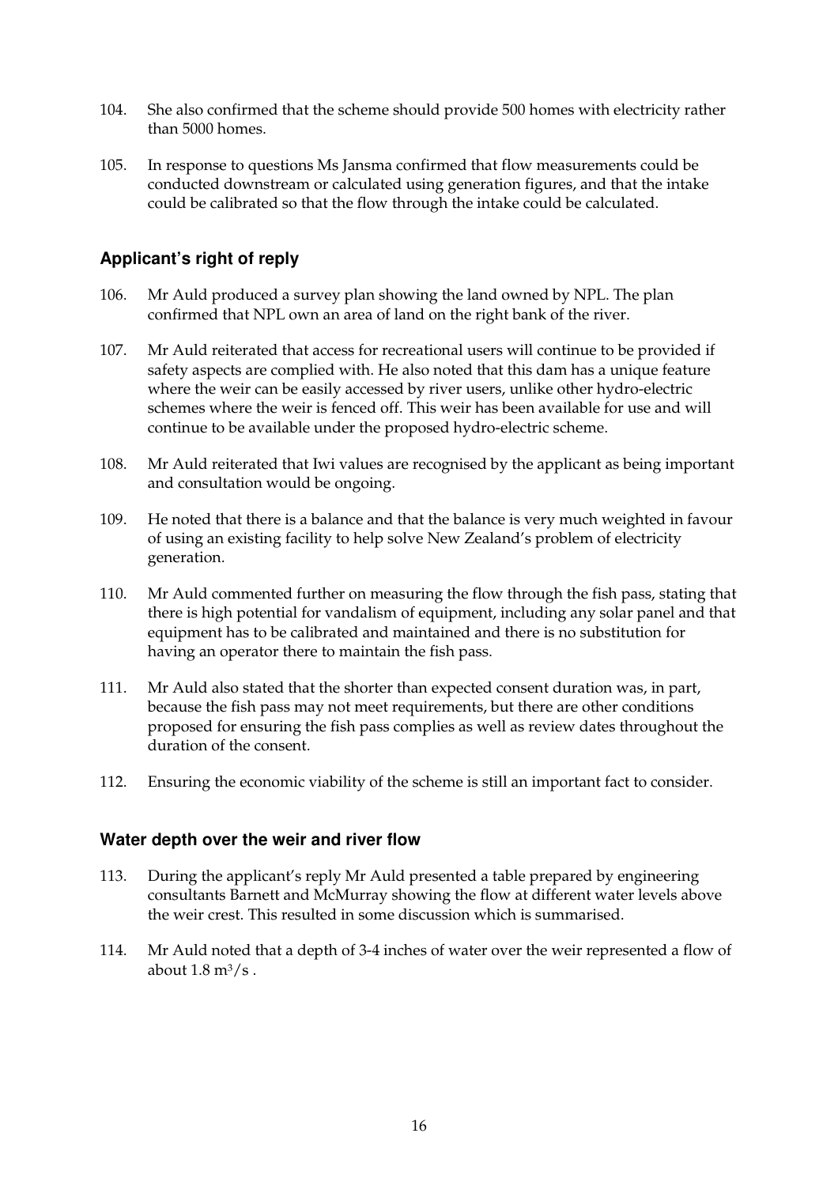104. She also confirmed that the scheme should provide 500 homes with electricity rather than 5000 homes.

105. In response to questions Ms Jansma confirmed that flow measurements could be conducted downstream or calculated using generation figures, and that the intake could be calibrated so that the flow through the intake could be calculated.

## Applicant's right of reply

106. Mr Auld produced a survey plan showing the land owned by NPL. The plan confirmed that NPL own an area of land on the right bank of the river.

107. Mr Auld reiterated that access for recreational users will continue to be provided if safety aspects are complied with. He also noted that this dam has a unique feature where the weir can be easily accessed by river users, unlike other hydro-electric schemes where the weir is fenced off. This weir has been available for use and will continue to be available under the proposed hydro-electric scheme.

108. Mr Auld reiterated that Iwi values are recognised by the applicant as being important and consultation would be ongoing.

109. He noted that there is a balance and that the balance is very much weighted in favour of using an existing facility to help solve New Zealand's problem of electricity generation.

110. Mr Auld commented further on measuring the flow through the fish pass, stating that there is high potential for vandalism of equipment, including any solar panel and that equipment has to be calibrated and maintained and there is no substitution for having an operator there to maintain the fish pass.

111. Mr Auld also stated that the shorter than expected consent duration was, in part, because the fish pass may not meet requirements, but there are other conditions proposed for ensuring the fish pass complies as well as review dates throughout the duration of the consent.

112. Ensuring the economic viability of the scheme is still an important fact to consider.

## Water depth over the weir and river flow

113. During the applicant's reply Mr Auld presented a table prepared by engineering consultants Barnett and McMurray showing the flow at different water levels above the weir crest. This resulted in some discussion which is summarised.

114. Mr Auld noted that a depth of 3-4 inches of water over the weir represented a flow of about 1.8 $m^3/s$ .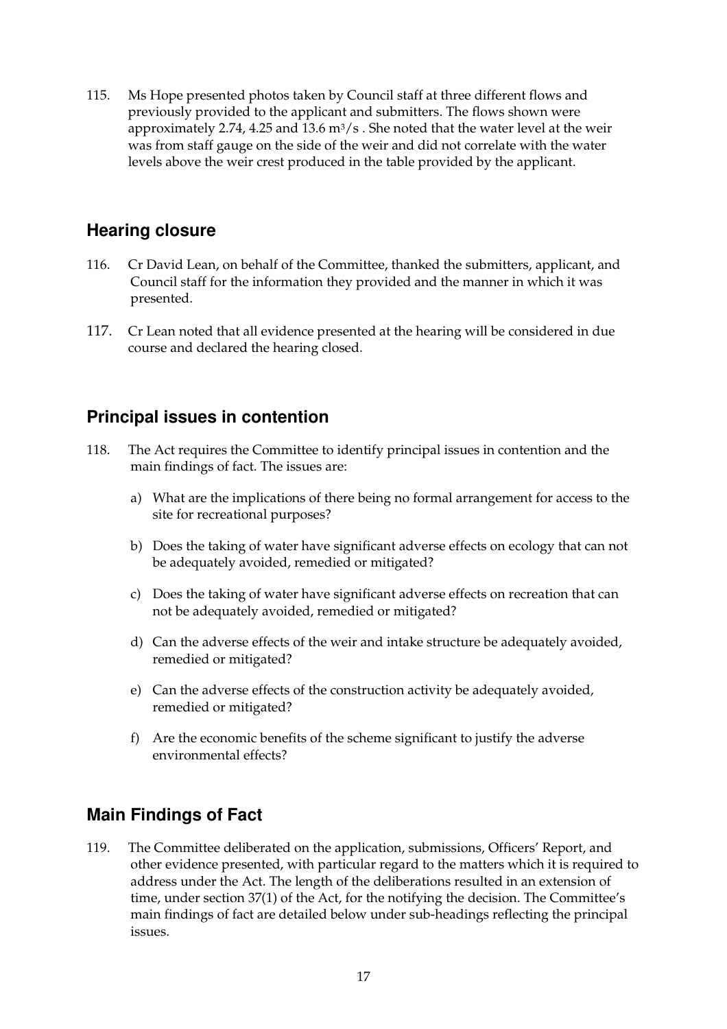115. Ms Hope presented photos taken by Council staff at three different flows and previously provided to the applicant and submitters. The flows shown were approximately 2.74, 4.25 and 13.6 $m^3/s$ . She noted that the water level at the weir was from staff gauge on the side of the weir and did not correlate with the water levels above the weir crest produced in the table provided by the applicant.

## Hearing closure

116. Cr David Lean, on behalf of the Committee, thanked the submitters, applicant, and Council staff for the information they provided and the manner in which it was presented.

117. Cr Lean noted that all evidence presented at the hearing will be considered in due course and declared the hearing closed.

## Principal issues in contention

118. The Act requires the Committee to identify principal issues in contention and the main findings of fact. The issues are:

   a) What are the implications of there being no formal arrangement for access to the site for recreational purposes?

   b) Does the taking of water have significant adverse effects on ecology that can not be adequately avoided, remedied or mitigated?

   c) Does the taking of water have significant adverse effects on recreation that can not be adequately avoided, remedied or mitigated?

   d) Can the adverse effects of the weir and intake structure be adequately avoided, remedied or mitigated?

   e) Can the adverse effects of the construction activity be adequately avoided, remedied or mitigated?

   f) Are the economic benefits of the scheme significant to justify the adverse environmental effects?

## Main Findings of Fact

119. The Committee deliberated on the application, submissions, Officers' Report, and other evidence presented, with particular regard to the matters which it is required to address under the Act. The length of the deliberations resulted in an extension of time, under section 37(1) of the Act, for the notifying the decision. The Committee's main findings of fact are detailed below under sub-headings reflecting the principal issues.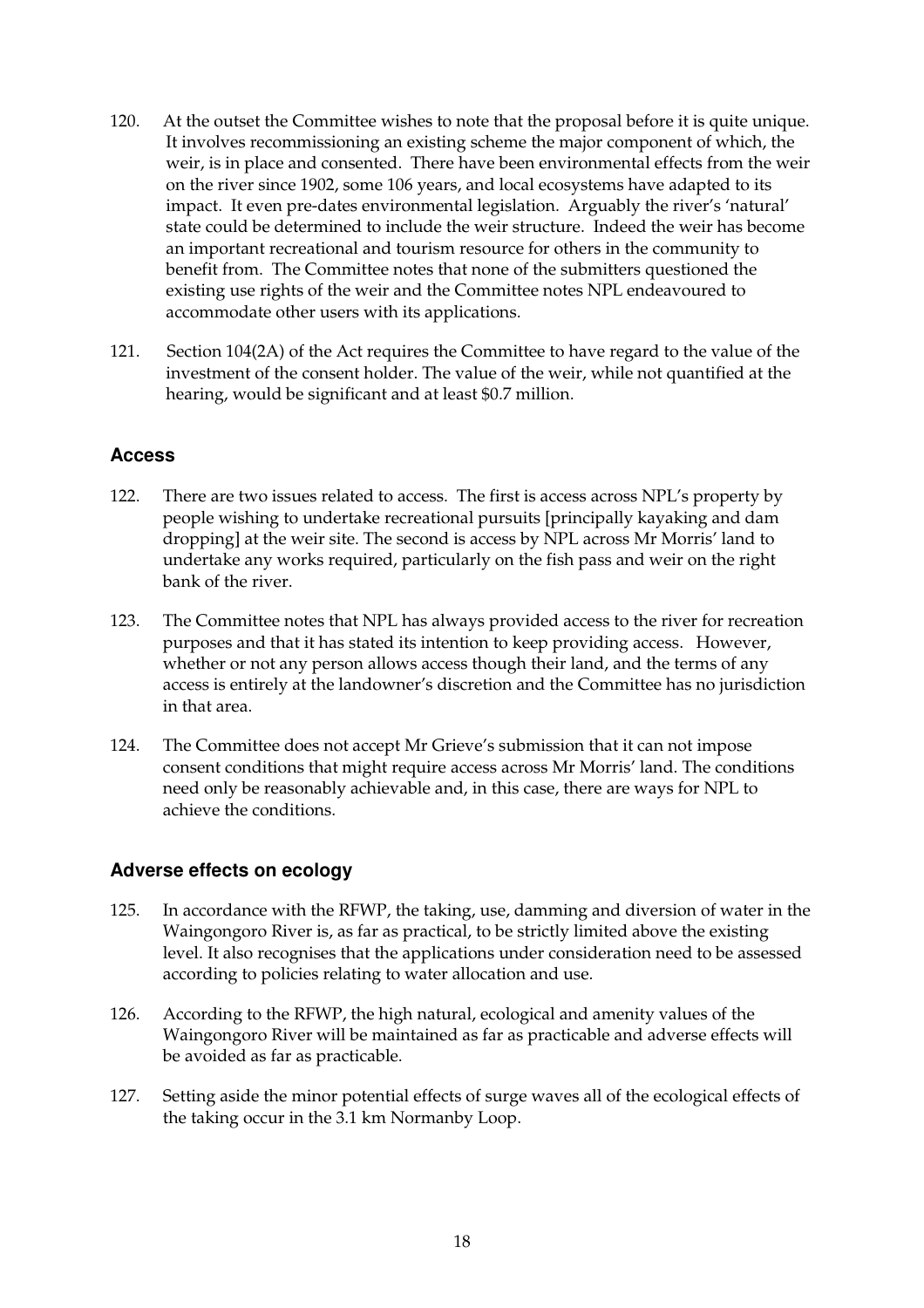120. At the outset the Committee wishes to note that the proposal before it is quite unique. It involves recommissioning an existing scheme the major component of which, the weir, is in place and consented. There have been environmental effects from the weir on the river since 1902, some 106 years, and local ecosystems have adapted to its impact. It even pre-dates environmental legislation. Arguably the river's 'natural' state could be determined to include the weir structure. Indeed the weir has become an important recreational and tourism resource for others in the community to benefit from. The Committee notes that none of the submitters questioned the existing use rights of the weir and the Committee notes NPL endeavoured to accommodate other users with its applications.

121. Section 104(2A) of the Act requires the Committee to have regard to the value of the investment of the consent holder. The value of the weir, while not quantified at the hearing, would be significant and at least $0.7 million.

## Access

122. There are two issues related to access. The first is access across NPL's property by people wishing to undertake recreational pursuits [principally kayaking and dam dropping] at the weir site. The second is access by NPL across Mr Morris' land to undertake any works required, particularly on the fish pass and weir on the right bank of the river.

123. The Committee notes that NPL has always provided access to the river for recreation purposes and that it has stated its intention to keep providing access. However, whether or not any person allows access though their land, and the terms of any access is entirely at the landowner's discretion and the Committee has no jurisdiction in that area.

124. The Committee does not accept Mr Grieve's submission that it can not impose consent conditions that might require access across Mr Morris' land. The conditions need only be reasonably achievable and, in this case, there are ways for NPL to achieve the conditions.

## Adverse effects on ecology

125. In accordance with the RFWP, the taking, use, damming and diversion of water in the Waingongoro River is, as far as practical, to be strictly limited above the existing level. It also recognises that the applications under consideration need to be assessed according to policies relating to water allocation and use.

126. According to the RFWP, the high natural, ecological and amenity values of the Waingongoro River will be maintained as far as practicable and adverse effects will be avoided as far as practicable.

127. Setting aside the minor potential effects of surge waves all of the ecological effects of the taking occur in the 3.1 km Normanby Loop.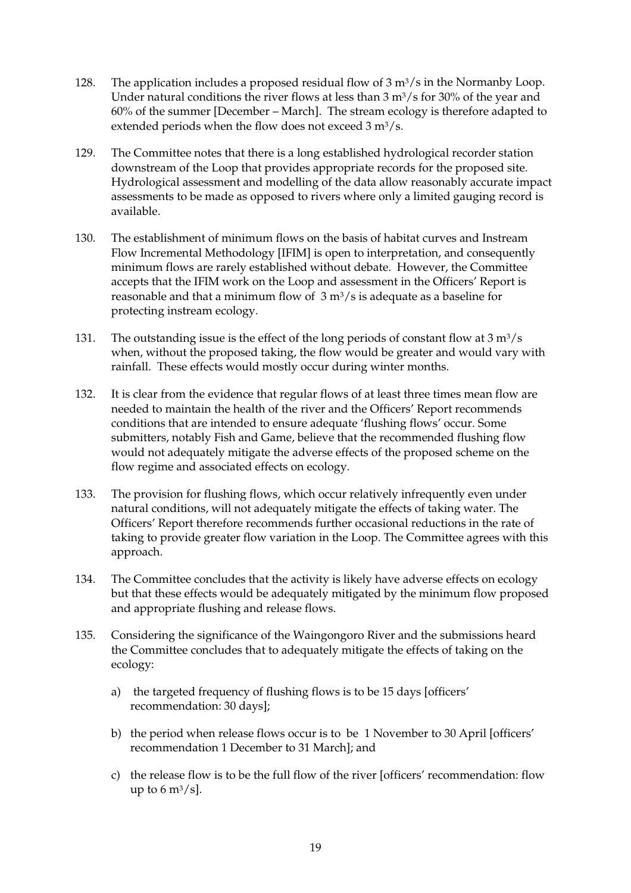128. The application includes a proposed residual flow of 3 $m^3/s$ in the Normanby Loop. Under natural conditions the river flows at less than 3 $m^3/s$ for 30% of the year and 60% of the summer [December – March]. The stream ecology is therefore adapted to extended periods when the flow does not exceed 3 $m^3/s$.

129. The Committee notes that there is a long established hydrological recorder station downstream of the Loop that provides appropriate records for the proposed site. Hydrological assessment and modelling of the data allow reasonably accurate impact assessments to be made as opposed to rivers where only a limited gauging record is available.

130. The establishment of minimum flows on the basis of habitat curves and Instream Flow Incremental Methodology [IFIM] is open to interpretation, and consequently minimum flows are rarely established without debate. However, the Committee accepts that the IFIM work on the Loop and assessment in the Officers' Report is reasonable and that a minimum flow of 3 $m^3/s$ is adequate as a baseline for protecting instream ecology.

131. The outstanding issue is the effect of the long periods of constant flow at 3 $m^3/s$ when, without the proposed taking, the flow would be greater and would vary with rainfall. These effects would mostly occur during winter months.

132. It is clear from the evidence that regular flows of at least three times mean flow are needed to maintain the health of the river and the Officers' Report recommends conditions that are intended to ensure adequate 'flushing flows' occur. Some submitters, notably Fish and Game, believe that the recommended flushing flow would not adequately mitigate the adverse effects of the proposed scheme on the flow regime and associated effects on ecology.

133. The provision for flushing flows, which occur relatively infrequently even under natural conditions, will not adequately mitigate the effects of taking water. The Officers' Report therefore recommends further occasional reductions in the rate of taking to provide greater flow variation in the Loop. The Committee agrees with this approach.

134. The Committee concludes that the activity is likely have adverse effects on ecology but that these effects would be adequately mitigated by the minimum flow proposed and appropriate flushing and release flows.

135. Considering the significance of the Waingongoro River and the submissions heard the Committee concludes that to adequately mitigate the effects of taking on the ecology:

   a) the targeted frequency of flushing flows is to be 15 days [officers' recommendation: 30 days];

   b) the period when release flows occur is to be 1 November to 30 April [officers' recommendation 1 December to 31 March]; and

   c) the release flow is to be the full flow of the river [officers' recommendation: flow up to 6 $m^3/s$].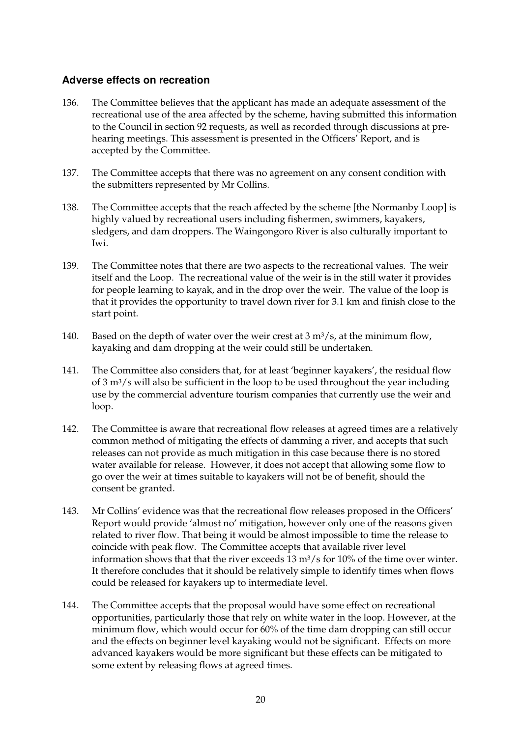### Adverse effects on recreation

136. The Committee believes that the applicant has made an adequate assessment of the recreational use of the area affected by the scheme, having submitted this information to the Council in section 92 requests, as well as recorded through discussions at pre-hearing meetings. This assessment is presented in the Officers' Report, and is accepted by the Committee.

137. The Committee accepts that there was no agreement on any consent condition with the submitters represented by Mr Collins.

138. The Committee accepts that the reach affected by the scheme [the Normanby Loop] is highly valued by recreational users including fishermen, swimmers, kayakers, sledgers, and dam droppers. The Waingongoro River is also culturally important to Iwi.

139. The Committee notes that there are two aspects to the recreational values. The weir itself and the Loop. The recreational value of the weir is in the still water it provides for people learning to kayak, and in the drop over the weir. The value of the loop is that it provides the opportunity to travel down river for 3.1 km and finish close to the start point.

140. Based on the depth of water over the weir crest at 3 $m^3/s$, at the minimum flow, kayaking and dam dropping at the weir could still be undertaken.

141. The Committee also considers that, for at least 'beginner kayakers', the residual flow of 3 $m^3/s$ will also be sufficient in the loop to be used throughout the year including use by the commercial adventure tourism companies that currently use the weir and loop.

142. The Committee is aware that recreational flow releases at agreed times are a relatively common method of mitigating the effects of damming a river, and accepts that such releases can not provide as much mitigation in this case because there is no stored water available for release. However, it does not accept that allowing some flow to go over the weir at times suitable to kayakers will not be of benefit, should the consent be granted.

143. Mr Collins' evidence was that the recreational flow releases proposed in the Officers' Report would provide 'almost no' mitigation, however only one of the reasons given related to river flow. That being it would be almost impossible to time the release to coincide with peak flow. The Committee accepts that available river level information shows that that the river exceeds 13 $m^3/s$ for 10% of the time over winter. It therefore concludes that it should be relatively simple to identify times when flows could be released for kayakers up to intermediate level.

144. The Committee accepts that the proposal would have some effect on recreational opportunities, particularly those that rely on white water in the loop. However, at the minimum flow, which would occur for 60% of the time dam dropping can still occur and the effects on beginner level kayaking would not be significant. Effects on more advanced kayakers would be more significant but these effects can be mitigated to some extent by releasing flows at agreed times.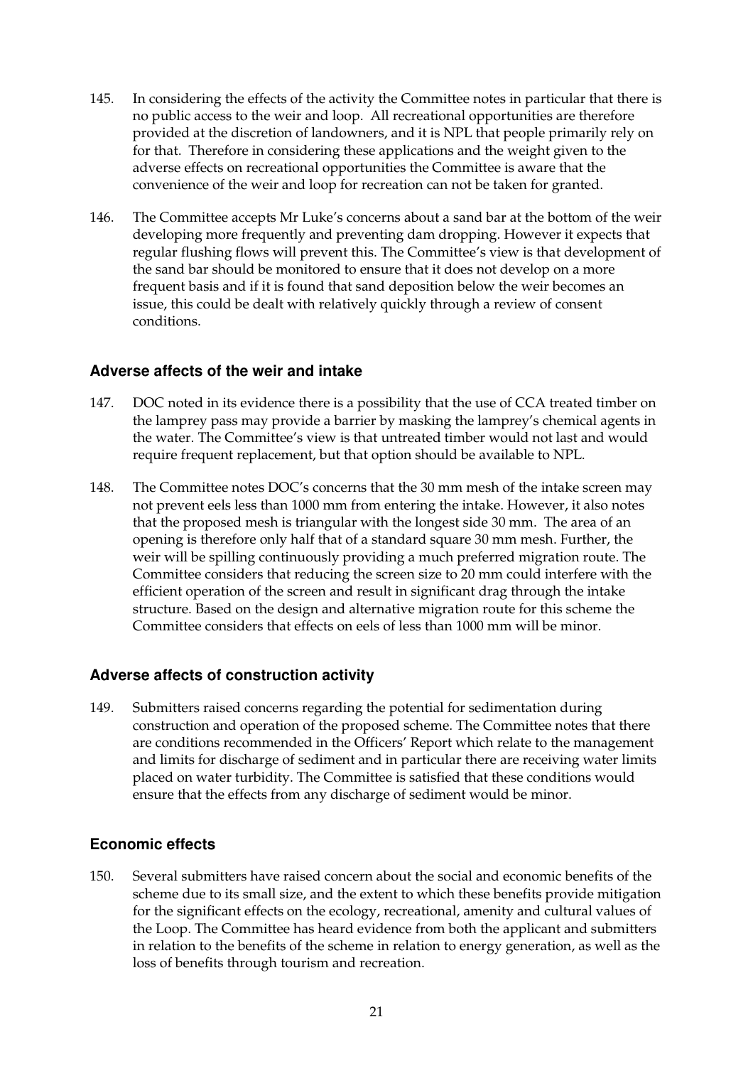145. In considering the effects of the activity the Committee notes in particular that there is no public access to the weir and loop. All recreational opportunities are therefore provided at the discretion of landowners, and it is NPL that people primarily rely on for that. Therefore in considering these applications and the weight given to the adverse effects on recreational opportunities the Committee is aware that the convenience of the weir and loop for recreation can not be taken for granted.

146. The Committee accepts Mr Luke's concerns about a sand bar at the bottom of the weir developing more frequently and preventing dam dropping. However it expects that regular flushing flows will prevent this. The Committee's view is that development of the sand bar should be monitored to ensure that it does not develop on a more frequent basis and if it is found that sand deposition below the weir becomes an issue, this could be dealt with relatively quickly through a review of consent conditions.

### Adverse affects of the weir and intake

147. DOC noted in its evidence there is a possibility that the use of CCA treated timber on the lamprey pass may provide a barrier by masking the lamprey's chemical agents in the water. The Committee's view is that untreated timber would not last and would require frequent replacement, but that option should be available to NPL.

148. The Committee notes DOC's concerns that the 30 mm mesh of the intake screen may not prevent eels less than 1000 mm from entering the intake. However, it also notes that the proposed mesh is triangular with the longest side 30 mm. The area of an opening is therefore only half that of a standard square 30 mm mesh. Further, the weir will be spilling continuously providing a much preferred migration route. The Committee considers that reducing the screen size to 20 mm could interfere with the efficient operation of the screen and result in significant drag through the intake structure. Based on the design and alternative migration route for this scheme the Committee considers that effects on eels of less than 1000 mm will be minor.

### Adverse affects of construction activity

149. Submitters raised concerns regarding the potential for sedimentation during construction and operation of the proposed scheme. The Committee notes that there are conditions recommended in the Officers' Report which relate to the management and limits for discharge of sediment and in particular there are receiving water limits placed on water turbidity. The Committee is satisfied that these conditions would ensure that the effects from any discharge of sediment would be minor.

### Economic effects

150. Several submitters have raised concern about the social and economic benefits of the scheme due to its small size, and the extent to which these benefits provide mitigation for the significant effects on the ecology, recreational, amenity and cultural values of the Loop. The Committee has heard evidence from both the applicant and submitters in relation to the benefits of the scheme in relation to energy generation, as well as the loss of benefits through tourism and recreation.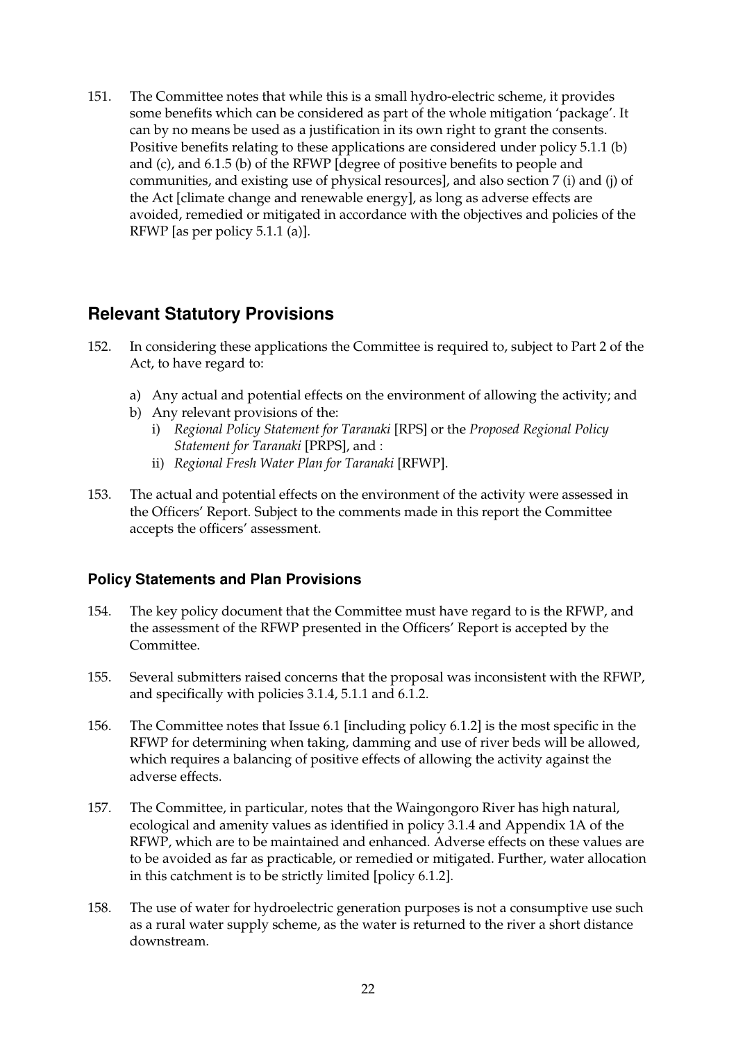151. The Committee notes that while this is a small hydro-electric scheme, it provides some benefits which can be considered as part of the whole mitigation 'package'. It can by no means be used as a justification in its own right to grant the consents. Positive benefits relating to these applications are considered under policy 5.1.1 (b) and (c), and 6.1.5 (b) of the RFWP [degree of positive benefits to people and communities, and existing use of physical resources], and also section 7 (i) and (j) of the Act [climate change and renewable energy], as long as adverse effects are avoided, remedied or mitigated in accordance with the objectives and policies of the RFWP [as per policy 5.1.1 (a)].

## Relevant Statutory Provisions

152. In considering these applications the Committee is required to, subject to Part 2 of the Act, to have regard to:

    a) Any actual and potential effects on the environment of allowing the activity; and
    b) Any relevant provisions of the:
        i) *Regional Policy Statement for Taranaki* [RPS] or the *Proposed Regional Policy Statement for Taranaki* [PRPS], and :
        ii) *Regional Fresh Water Plan for Taranaki* [RFWP].

153. The actual and potential effects on the environment of the activity were assessed in the Officers' Report. Subject to the comments made in this report the Committee accepts the officers' assessment.

### Policy Statements and Plan Provisions

154. The key policy document that the Committee must have regard to is the RFWP, and the assessment of the RFWP presented in the Officers' Report is accepted by the Committee.

155. Several submitters raised concerns that the proposal was inconsistent with the RFWP, and specifically with policies 3.1.4, 5.1.1 and 6.1.2.

156. The Committee notes that Issue 6.1 [including policy 6.1.2] is the most specific in the RFWP for determining when taking, damming and use of river beds will be allowed, which requires a balancing of positive effects of allowing the activity against the adverse effects.

157. The Committee, in particular, notes that the Waingongoro River has high natural, ecological and amenity values as identified in policy 3.1.4 and Appendix 1A of the RFWP, which are to be maintained and enhanced. Adverse effects on these values are to be avoided as far as practicable, or remedied or mitigated. Further, water allocation in this catchment is to be strictly limited [policy 6.1.2].

158. The use of water for hydroelectric generation purposes is not a consumptive use such as a rural water supply scheme, as the water is returned to the river a short distance downstream.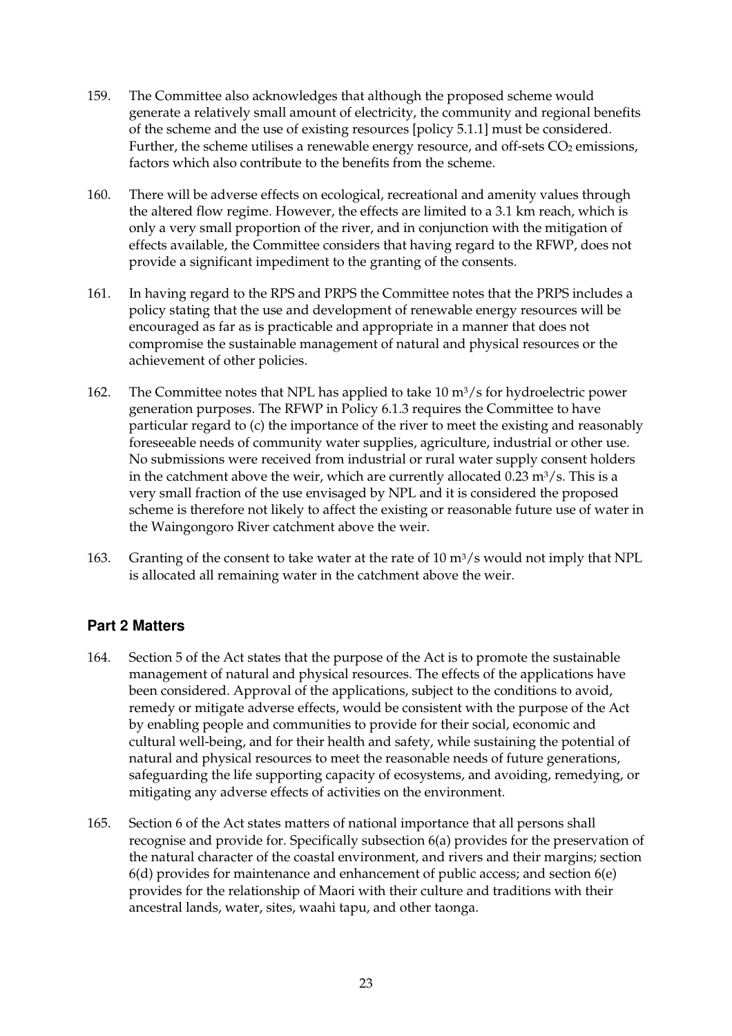159. The Committee also acknowledges that although the proposed scheme would generate a relatively small amount of electricity, the community and regional benefits of the scheme and the use of existing resources [policy 5.1.1] must be considered. Further, the scheme utilises a renewable energy resource, and off-sets $CO_2$ emissions, factors which also contribute to the benefits from the scheme.

160. There will be adverse effects on ecological, recreational and amenity values through the altered flow regime. However, the effects are limited to a 3.1 km reach, which is only a very small proportion of the river, and in conjunction with the mitigation of effects available, the Committee considers that having regard to the RFWP, does not provide a significant impediment to the granting of the consents.

161. In having regard to the RPS and PRPS the Committee notes that the PRPS includes a policy stating that the use and development of renewable energy resources will be encouraged as far as is practicable and appropriate in a manner that does not compromise the sustainable management of natural and physical resources or the achievement of other policies.

162. The Committee notes that NPL has applied to take 10 $m^3/s$ for hydroelectric power generation purposes. The RFWP in Policy 6.1.3 requires the Committee to have particular regard to (c) the importance of the river to meet the existing and reasonably foreseeable needs of community water supplies, agriculture, industrial or other use. No submissions were received from industrial or rural water supply consent holders in the catchment above the weir, which are currently allocated 0.23 $m^3/s$. This is a very small fraction of the use envisaged by NPL and it is considered the proposed scheme is therefore not likely to affect the existing or reasonable future use of water in the Waingongoro River catchment above the weir.

163. Granting of the consent to take water at the rate of 10 $m^3/s$ would not imply that NPL is allocated all remaining water in the catchment above the weir.

## Part 2 Matters

164. Section 5 of the Act states that the purpose of the Act is to promote the sustainable management of natural and physical resources. The effects of the applications have been considered. Approval of the applications, subject to the conditions to avoid, remedy or mitigate adverse effects, would be consistent with the purpose of the Act by enabling people and communities to provide for their social, economic and cultural well-being, and for their health and safety, while sustaining the potential of natural and physical resources to meet the reasonable needs of future generations, safeguarding the life supporting capacity of ecosystems, and avoiding, remedying, or mitigating any adverse effects of activities on the environment.

165. Section 6 of the Act states matters of national importance that all persons shall recognise and provide for. Specifically subsection 6(a) provides for the preservation of the natural character of the coastal environment, and rivers and their margins; section 6(d) provides for maintenance and enhancement of public access; and section 6(e) provides for the relationship of Maori with their culture and traditions with their ancestral lands, water, sites, waahi tapu, and other taonga.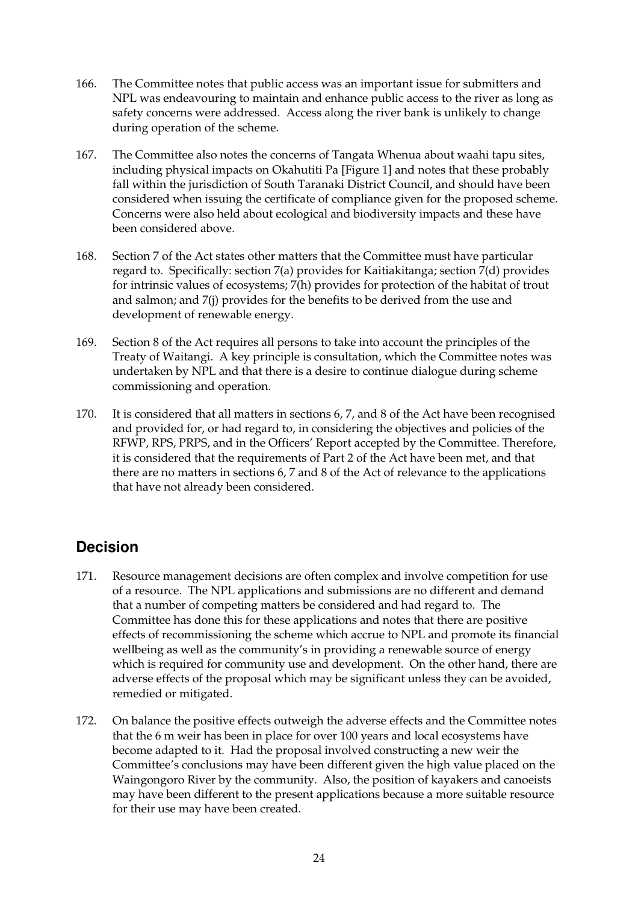166. The Committee notes that public access was an important issue for submitters and NPL was endeavouring to maintain and enhance public access to the river as long as safety concerns were addressed. Access along the river bank is unlikely to change during operation of the scheme.

167. The Committee also notes the concerns of Tangata Whenua about waahi tapu sites, including physical impacts on Okahutiti Pa [Figure 1] and notes that these probably fall within the jurisdiction of South Taranaki District Council, and should have been considered when issuing the certificate of compliance given for the proposed scheme. Concerns were also held about ecological and biodiversity impacts and these have been considered above.

168. Section 7 of the Act states other matters that the Committee must have particular regard to. Specifically: section 7(a) provides for Kaitiakitanga; section 7(d) provides for intrinsic values of ecosystems; 7(h) provides for protection of the habitat of trout and salmon; and 7(j) provides for the benefits to be derived from the use and development of renewable energy.

169. Section 8 of the Act requires all persons to take into account the principles of the Treaty of Waitangi. A key principle is consultation, which the Committee notes was undertaken by NPL and that there is a desire to continue dialogue during scheme commissioning and operation.

170. It is considered that all matters in sections 6, 7, and 8 of the Act have been recognised and provided for, or had regard to, in considering the objectives and policies of the RFWP, RPS, PRPS, and in the Officers' Report accepted by the Committee. Therefore, it is considered that the requirements of Part 2 of the Act have been met, and that there are no matters in sections 6, 7 and 8 of the Act of relevance to the applications that have not already been considered.

## Decision

171. Resource management decisions are often complex and involve competition for use of a resource. The NPL applications and submissions are no different and demand that a number of competing matters be considered and had regard to. The Committee has done this for these applications and notes that there are positive effects of recommissioning the scheme which accrue to NPL and promote its financial wellbeing as well as the community's in providing a renewable source of energy which is required for community use and development. On the other hand, there are adverse effects of the proposal which may be significant unless they can be avoided, remedied or mitigated.

172. On balance the positive effects outweigh the adverse effects and the Committee notes that the 6 m weir has been in place for over 100 years and local ecosystems have become adapted to it. Had the proposal involved constructing a new weir the Committee's conclusions may have been different given the high value placed on the Waingongoro River by the community. Also, the position of kayakers and canoeists may have been different to the present applications because a more suitable resource for their use may have been created.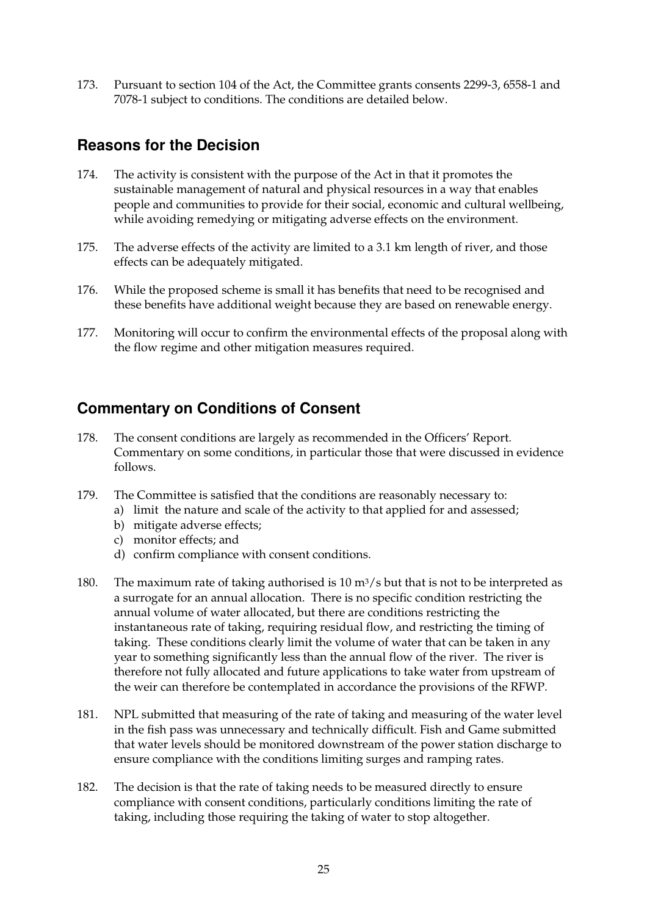173. Pursuant to section 104 of the Act, the Committee grants consents 2299-3, 6558-1 and 7078-1 subject to conditions. The conditions are detailed below.

## Reasons for the Decision

174. The activity is consistent with the purpose of the Act in that it promotes the sustainable management of natural and physical resources in a way that enables people and communities to provide for their social, economic and cultural wellbeing, while avoiding remedying or mitigating adverse effects on the environment.

175. The adverse effects of the activity are limited to a 3.1 km length of river, and those effects can be adequately mitigated.

176. While the proposed scheme is small it has benefits that need to be recognised and these benefits have additional weight because they are based on renewable energy.

177. Monitoring will occur to confirm the environmental effects of the proposal along with the flow regime and other mitigation measures required.

## Commentary on Conditions of Consent

178. The consent conditions are largely as recommended in the Officers' Report. Commentary on some conditions, in particular those that were discussed in evidence follows.

179. The Committee is satisfied that the conditions are reasonably necessary to:
   a) limit the nature and scale of the activity to that applied for and assessed;
   b) mitigate adverse effects;
   c) monitor effects; and
   d) confirm compliance with consent conditions.

180. The maximum rate of taking authorised is 10 $m^3/s$ but that is not to be interpreted as a surrogate for an annual allocation. There is no specific condition restricting the annual volume of water allocated, but there are conditions restricting the instantaneous rate of taking, requiring residual flow, and restricting the timing of taking. These conditions clearly limit the volume of water that can be taken in any year to something significantly less than the annual flow of the river. The river is therefore not fully allocated and future applications to take water from upstream of the weir can therefore be contemplated in accordance the provisions of the RFWP.

181. NPL submitted that measuring of the rate of taking and measuring of the water level in the fish pass was unnecessary and technically difficult. Fish and Game submitted that water levels should be monitored downstream of the power station discharge to ensure compliance with the conditions limiting surges and ramping rates.

182. The decision is that the rate of taking needs to be measured directly to ensure compliance with consent conditions, particularly conditions limiting the rate of taking, including those requiring the taking of water to stop altogether.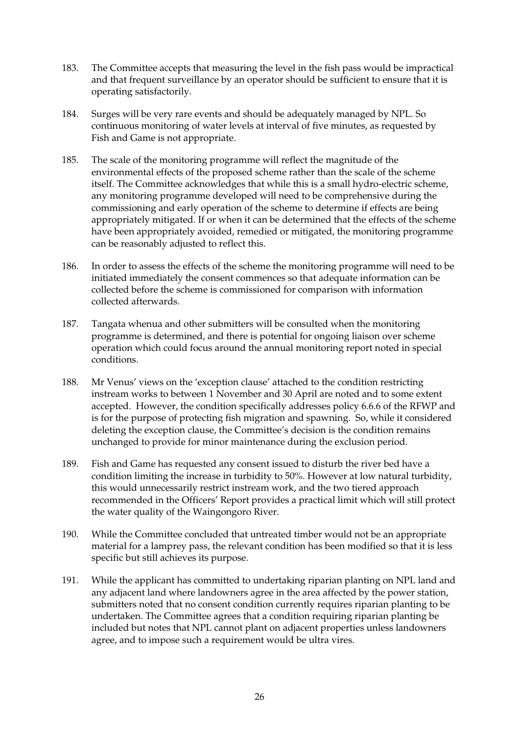183. The Committee accepts that measuring the level in the fish pass would be impractical and that frequent surveillance by an operator should be sufficient to ensure that it is operating satisfactorily.

184. Surges will be very rare events and should be adequately managed by NPL. So continuous monitoring of water levels at interval of five minutes, as requested by Fish and Game is not appropriate.

185. The scale of the monitoring programme will reflect the magnitude of the environmental effects of the proposed scheme rather than the scale of the scheme itself. The Committee acknowledges that while this is a small hydro-electric scheme, any monitoring programme developed will need to be comprehensive during the commissioning and early operation of the scheme to determine if effects are being appropriately mitigated. If or when it can be determined that the effects of the scheme have been appropriately avoided, remedied or mitigated, the monitoring programme can be reasonably adjusted to reflect this.

186. In order to assess the effects of the scheme the monitoring programme will need to be initiated immediately the consent commences so that adequate information can be collected before the scheme is commissioned for comparison with information collected afterwards.

187. Tangata whenua and other submitters will be consulted when the monitoring programme is determined, and there is potential for ongoing liaison over scheme operation which could focus around the annual monitoring report noted in special conditions.

188. Mr Venus' views on the 'exception clause' attached to the condition restricting instream works to between 1 November and 30 April are noted and to some extent accepted. However, the condition specifically addresses policy 6.6.6 of the RFWP and is for the purpose of protecting fish migration and spawning. So, while it considered deleting the exception clause, the Committee's decision is the condition remains unchanged to provide for minor maintenance during the exclusion period.

189. Fish and Game has requested any consent issued to disturb the river bed have a condition limiting the increase in turbidity to 50%. However at low natural turbidity, this would unnecessarily restrict instream work, and the two tiered approach recommended in the Officers' Report provides a practical limit which will still protect the water quality of the Waingongoro River.

190. While the Committee concluded that untreated timber would not be an appropriate material for a lamprey pass, the relevant condition has been modified so that it is less specific but still achieves its purpose.

191. While the applicant has committed to undertaking riparian planting on NPL land and any adjacent land where landowners agree in the area affected by the power station, submitters noted that no consent condition currently requires riparian planting to be undertaken. The Committee agrees that a condition requiring riparian planting be included but notes that NPL cannot plant on adjacent properties unless landowners agree, and to impose such a requirement would be ultra vires.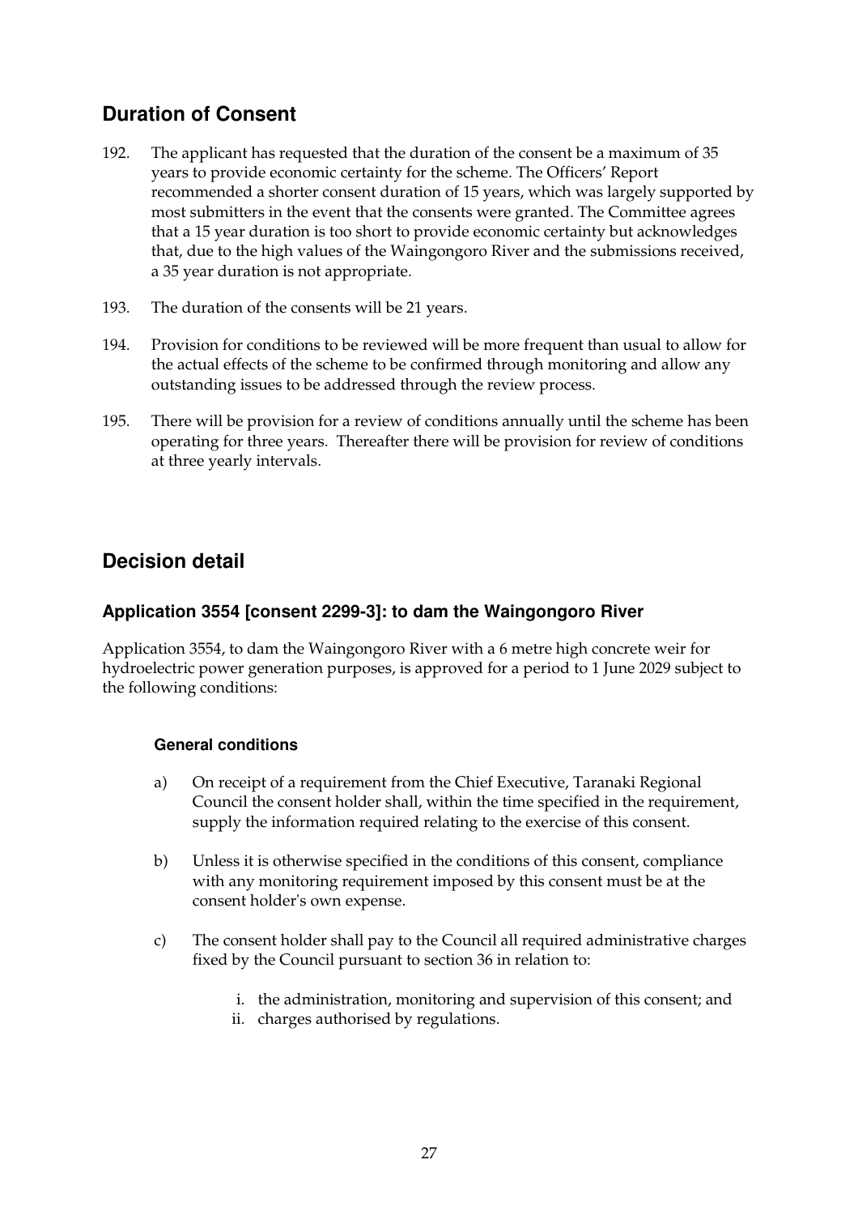## Duration of Consent

192. The applicant has requested that the duration of the consent be a maximum of 35 years to provide economic certainty for the scheme. The Officers' Report recommended a shorter consent duration of 15 years, which was largely supported by most submitters in the event that the consents were granted. The Committee agrees that a 15 year duration is too short to provide economic certainty but acknowledges that, due to the high values of the Waingongoro River and the submissions received, a 35 year duration is not appropriate.

193. The duration of the consents will be 21 years.

194. Provision for conditions to be reviewed will be more frequent than usual to allow for the actual effects of the scheme to be confirmed through monitoring and allow any outstanding issues to be addressed through the review process.

195. There will be provision for a review of conditions annually until the scheme has been operating for three years. Thereafter there will be provision for review of conditions at three yearly intervals.

## Decision detail

### Application 3554 [consent 2299-3]: to dam the Waingongoro River

Application 3554, to dam the Waingongoro River with a 6 metre high concrete weir for hydroelectric power generation purposes, is approved for a period to 1 June 2029 subject to the following conditions:

#### General conditions

a) On receipt of a requirement from the Chief Executive, Taranaki Regional Council the consent holder shall, within the time specified in the requirement, supply the information required relating to the exercise of this consent.

b) Unless it is otherwise specified in the conditions of this consent, compliance with any monitoring requirement imposed by this consent must be at the consent holder's own expense.

c) The consent holder shall pay to the Council all required administrative charges fixed by the Council pursuant to section 36 in relation to:

   i. the administration, monitoring and supervision of this consent; and
   ii. charges authorised by regulations.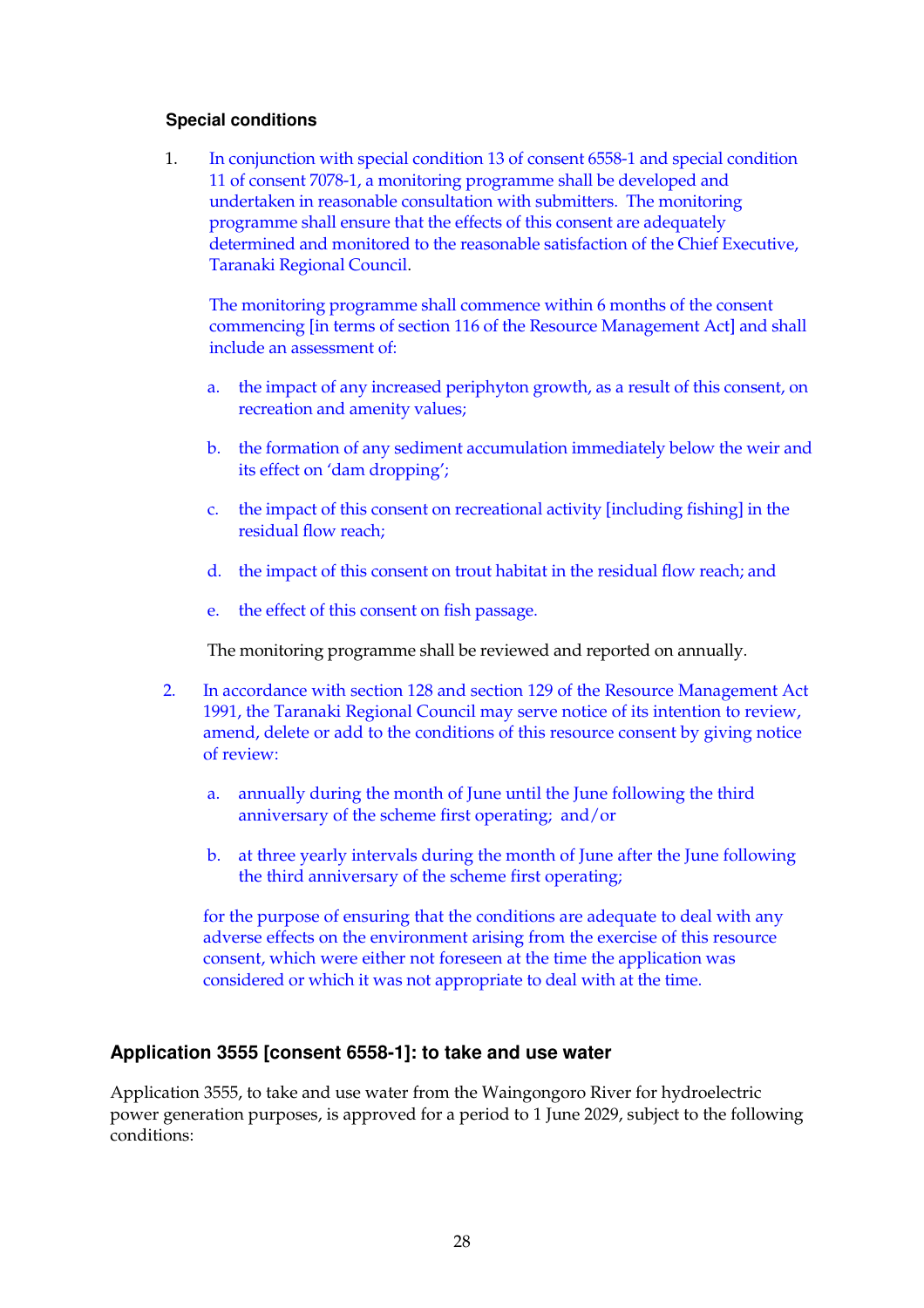**Special conditions**

1. In conjunction with special condition 13 of consent 6558-1 and special condition 11 of consent 7078-1, a monitoring programme shall be developed and undertaken in reasonable consultation with submitters. The monitoring programme shall ensure that the effects of this consent are adequately determined and monitored to the reasonable satisfaction of the Chief Executive, Taranaki Regional Council.

   The monitoring programme shall commence within 6 months of the consent commencing [in terms of section 116 of the Resource Management Act] and shall include an assessment of:

   a. the impact of any increased periphyton growth, as a result of this consent, on recreation and amenity values;

   b. the formation of any sediment accumulation immediately below the weir and its effect on 'dam dropping';

   c. the impact of this consent on recreational activity [including fishing] in the residual flow reach;

   d. the impact of this consent on trout habitat in the residual flow reach; and

   e. the effect of this consent on fish passage.

   The monitoring programme shall be reviewed and reported on annually.

2. In accordance with section 128 and section 129 of the Resource Management Act 1991, the Taranaki Regional Council may serve notice of its intention to review, amend, delete or add to the conditions of this resource consent by giving notice of review:

   a. annually during the month of June until the June following the third anniversary of the scheme first operating; and/or

   b. at three yearly intervals during the month of June after the June following the third anniversary of the scheme first operating;

   for the purpose of ensuring that the conditions are adequate to deal with any adverse effects on the environment arising from the exercise of this resource consent, which were either not foreseen at the time the application was considered or which it was not appropriate to deal with at the time.

## Application 3555 [consent 6558-1]: to take and use water

Application 3555, to take and use water from the Waingongoro River for hydroelectric power generation purposes, is approved for a period to 1 June 2029, subject to the following conditions: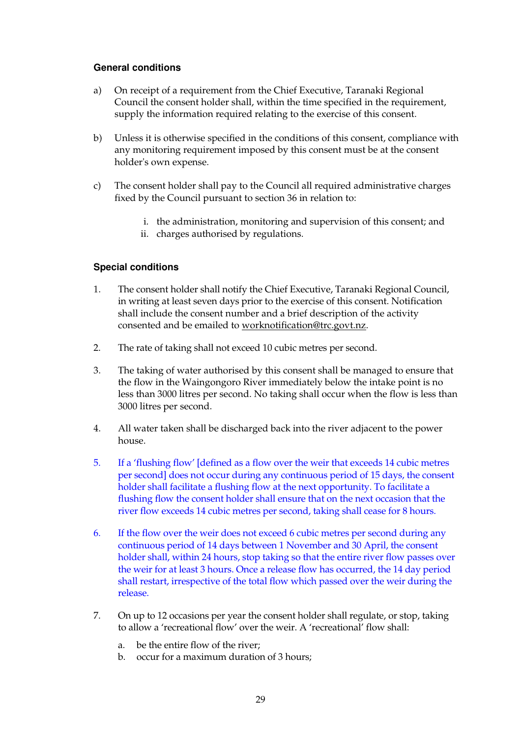### General conditions

a) On receipt of a requirement from the Chief Executive, Taranaki Regional Council the consent holder shall, within the time specified in the requirement, supply the information required relating to the exercise of this consent.

b) Unless it is otherwise specified in the conditions of this consent, compliance with any monitoring requirement imposed by this consent must be at the consent holder's own expense.

c) The consent holder shall pay to the Council all required administrative charges fixed by the Council pursuant to section 36 in relation to:

   i. the administration, monitoring and supervision of this consent; and
   ii. charges authorised by regulations.

### Special conditions

1. The consent holder shall notify the Chief Executive, Taranaki Regional Council, in writing at least seven days prior to the exercise of this consent. Notification shall include the consent number and a brief description of the activity consented and be emailed to worknotification@trc.govt.nz.

2. The rate of taking shall not exceed 10 cubic metres per second.

3. The taking of water authorised by this consent shall be managed to ensure that the flow in the Waingongoro River immediately below the intake point is no less than 3000 litres per second. No taking shall occur when the flow is less than 3000 litres per second.

4. All water taken shall be discharged back into the river adjacent to the power house.

5. If a 'flushing flow' [defined as a flow over the weir that exceeds 14 cubic metres per second] does not occur during any continuous period of 15 days, the consent holder shall facilitate a flushing flow at the next opportunity. To facilitate a flushing flow the consent holder shall ensure that on the next occasion that the river flow exceeds 14 cubic metres per second, taking shall cease for 8 hours.

6. If the flow over the weir does not exceed 6 cubic metres per second during any continuous period of 14 days between 1 November and 30 April, the consent holder shall, within 24 hours, stop taking so that the entire river flow passes over the weir for at least 3 hours. Once a release flow has occurred, the 14 day period shall restart, irrespective of the total flow which passed over the weir during the release.

7. On up to 12 occasions per year the consent holder shall regulate, or stop, taking to allow a 'recreational flow' over the weir. A 'recreational' flow shall:

   a. be the entire flow of the river;
   b. occur for a maximum duration of 3 hours;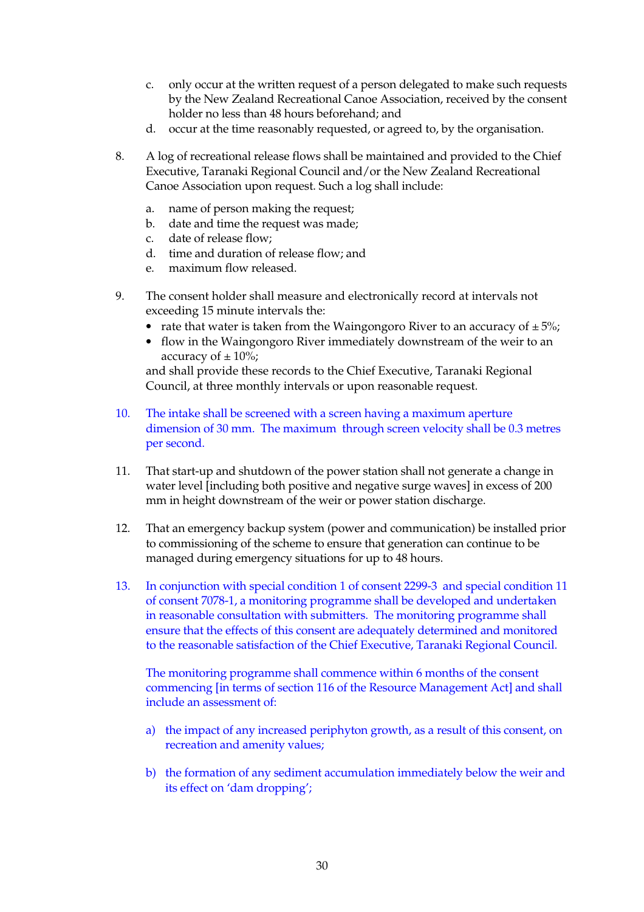c. only occur at the written request of a person delegated to make such requests by the New Zealand Recreational Canoe Association, received by the consent holder no less than 48 hours beforehand; and
d. occur at the time reasonably requested, or agreed to, by the organisation.

8. A log of recreational release flows shall be maintained and provided to the Chief Executive, Taranaki Regional Council and/or the New Zealand Recreational Canoe Association upon request. Such a log shall include:

   a. name of person making the request;
   b. date and time the request was made;
   c. date of release flow;
   d. time and duration of release flow; and
   e. maximum flow released.

9. The consent holder shall measure and electronically record at intervals not exceeding 15 minute intervals the:
   - rate that water is taken from the Waingongoro River to an accuracy of ± 5%;
   - flow in the Waingongoro River immediately downstream of the weir to an accuracy of ± 10%;

   and shall provide these records to the Chief Executive, Taranaki Regional Council, at three monthly intervals or upon reasonable request.

10. The intake shall be screened with a screen having a maximum aperture dimension of 30 mm. The maximum through screen velocity shall be 0.3 metres per second.

11. That start-up and shutdown of the power station shall not generate a change in water level [including both positive and negative surge waves] in excess of 200 mm in height downstream of the weir or power station discharge.

12. That an emergency backup system (power and communication) be installed prior to commissioning of the scheme to ensure that generation can continue to be managed during emergency situations for up to 48 hours.

13. In conjunction with special condition 1 of consent 2299-3 and special condition 11 of consent 7078-1, a monitoring programme shall be developed and undertaken in reasonable consultation with submitters. The monitoring programme shall ensure that the effects of this consent are adequately determined and monitored to the reasonable satisfaction of the Chief Executive, Taranaki Regional Council.

    The monitoring programme shall commence within 6 months of the consent commencing [in terms of section 116 of the Resource Management Act] and shall include an assessment of:

    a) the impact of any increased periphyton growth, as a result of this consent, on recreation and amenity values;

    b) the formation of any sediment accumulation immediately below the weir and its effect on 'dam dropping';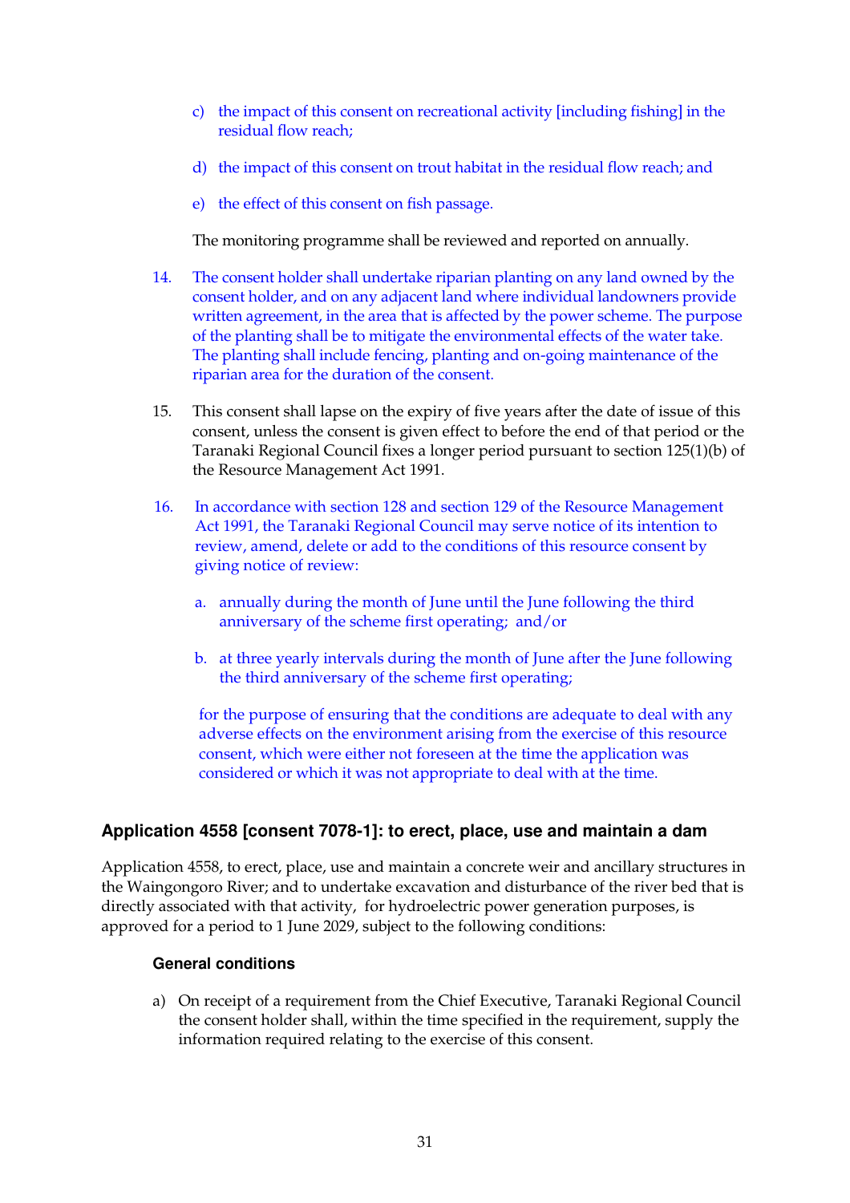c) the impact of this consent on recreational activity [including fishing] in the residual flow reach;

d) the impact of this consent on trout habitat in the residual flow reach; and

e) the effect of this consent on fish passage.

The monitoring programme shall be reviewed and reported on annually.

14. The consent holder shall undertake riparian planting on any land owned by the consent holder, and on any adjacent land where individual landowners provide written agreement, in the area that is affected by the power scheme. The purpose of the planting shall be to mitigate the environmental effects of the water take. The planting shall include fencing, planting and on-going maintenance of the riparian area for the duration of the consent.

15. This consent shall lapse on the expiry of five years after the date of issue of this consent, unless the consent is given effect to before the end of that period or the Taranaki Regional Council fixes a longer period pursuant to section 125(1)(b) of the Resource Management Act 1991.

16. In accordance with section 128 and section 129 of the Resource Management Act 1991, the Taranaki Regional Council may serve notice of its intention to review, amend, delete or add to the conditions of this resource consent by giving notice of review:

   a. annually during the month of June until the June following the third anniversary of the scheme first operating; and/or

   b. at three yearly intervals during the month of June after the June following the third anniversary of the scheme first operating;

   for the purpose of ensuring that the conditions are adequate to deal with any adverse effects on the environment arising from the exercise of this resource consent, which were either not foreseen at the time the application was considered or which it was not appropriate to deal with at the time.

## Application 4558 [consent 7078-1]: to erect, place, use and maintain a dam

Application 4558, to erect, place, use and maintain a concrete weir and ancillary structures in the Waingongoro River; and to undertake excavation and disturbance of the river bed that is directly associated with that activity, for hydroelectric power generation purposes, is approved for a period to 1 June 2029, subject to the following conditions:

### General conditions

a) On receipt of a requirement from the Chief Executive, Taranaki Regional Council the consent holder shall, within the time specified in the requirement, supply the information required relating to the exercise of this consent.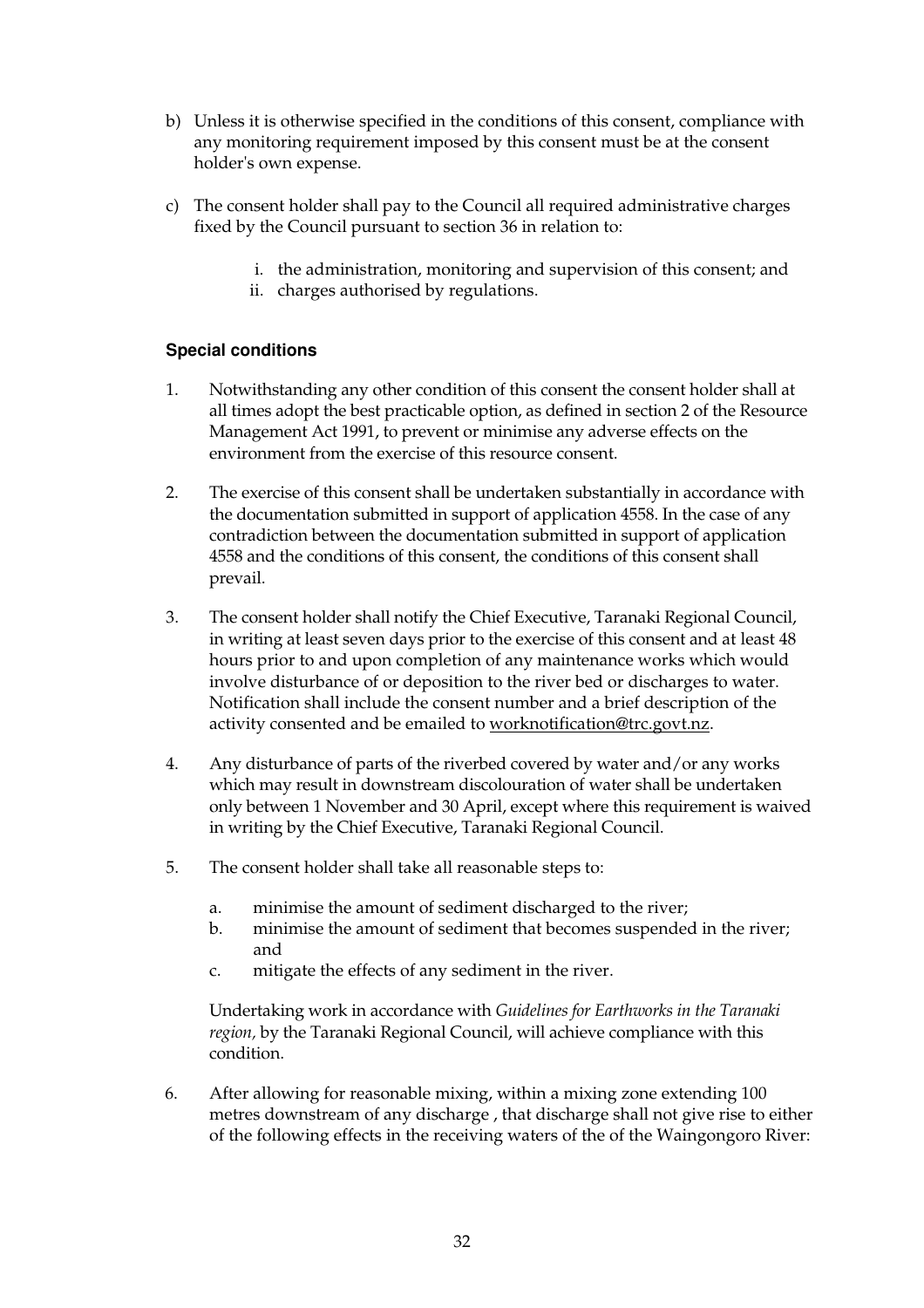b) Unless it is otherwise specified in the conditions of this consent, compliance with any monitoring requirement imposed by this consent must be at the consent holder's own expense.

c) The consent holder shall pay to the Council all required administrative charges fixed by the Council pursuant to section 36 in relation to:

   i. the administration, monitoring and supervision of this consent; and
   ii. charges authorised by regulations.

### Special conditions

1. Notwithstanding any other condition of this consent the consent holder shall at all times adopt the best practicable option, as defined in section 2 of the Resource Management Act 1991, to prevent or minimise any adverse effects on the environment from the exercise of this resource consent.

2. The exercise of this consent shall be undertaken substantially in accordance with the documentation submitted in support of application 4558. In the case of any contradiction between the documentation submitted in support of application 4558 and the conditions of this consent, the conditions of this consent shall prevail.

3. The consent holder shall notify the Chief Executive, Taranaki Regional Council, in writing at least seven days prior to the exercise of this consent and at least 48 hours prior to and upon completion of any maintenance works which would involve disturbance of or deposition to the river bed or discharges to water. Notification shall include the consent number and a brief description of the activity consented and be emailed to worknotification@trc.govt.nz.

4. Any disturbance of parts of the riverbed covered by water and/or any works which may result in downstream discolouration of water shall be undertaken only between 1 November and 30 April, except where this requirement is waived in writing by the Chief Executive, Taranaki Regional Council.

5. The consent holder shall take all reasonable steps to:

   a. minimise the amount of sediment discharged to the river;
   b. minimise the amount of sediment that becomes suspended in the river; and
   c. mitigate the effects of any sediment in the river.

   Undertaking work in accordance with *Guidelines for Earthworks in the Taranaki region,* by the Taranaki Regional Council, will achieve compliance with this condition.

6. After allowing for reasonable mixing, within a mixing zone extending 100 metres downstream of any discharge , that discharge shall not give rise to either of the following effects in the receiving waters of the of the Waingongoro River: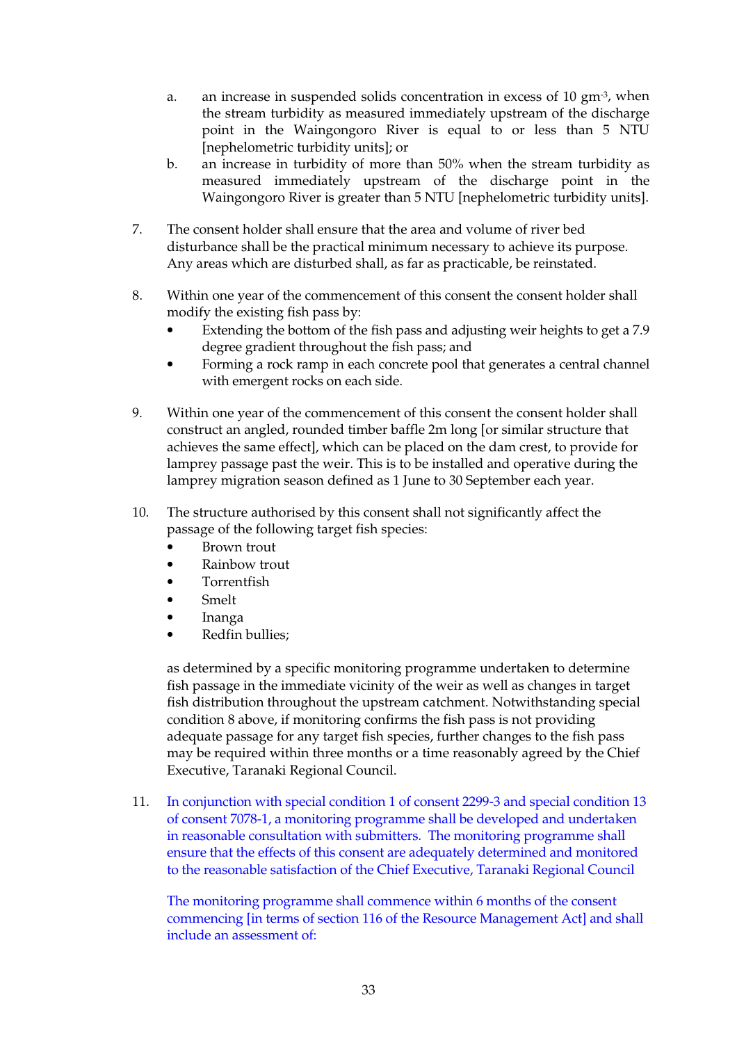a. an increase in suspended solids concentration in excess of 10 $gm^{-3}$, when the stream turbidity as measured immediately upstream of the discharge point in the Waingongoro River is equal to or less than 5 NTU [nephelometric turbidity units]; or
b. an increase in turbidity of more than 50% when the stream turbidity as measured immediately upstream of the discharge point in the Waingongoro River is greater than 5 NTU [nephelometric turbidity units].

7. The consent holder shall ensure that the area and volume of river bed disturbance shall be the practical minimum necessary to achieve its purpose. Any areas which are disturbed shall, as far as practicable, be reinstated.

8. Within one year of the commencement of this consent the consent holder shall modify the existing fish pass by:
   - Extending the bottom of the fish pass and adjusting weir heights to get a 7.9 degree gradient throughout the fish pass; and
   - Forming a rock ramp in each concrete pool that generates a central channel with emergent rocks on each side.

9. Within one year of the commencement of this consent the consent holder shall construct an angled, rounded timber baffle 2m long [or similar structure that achieves the same effect], which can be placed on the dam crest, to provide for lamprey passage past the weir. This is to be installed and operative during the lamprey migration season defined as 1 June to 30 September each year.

10. The structure authorised by this consent shall not significantly affect the passage of the following target fish species:
    - Brown trout
    - Rainbow trout
    - Torrentfish
    - Smelt
    - Inanga
    - Redfin bullies;

    as determined by a specific monitoring programme undertaken to determine fish passage in the immediate vicinity of the weir as well as changes in target fish distribution throughout the upstream catchment. Notwithstanding special condition 8 above, if monitoring confirms the fish pass is not providing adequate passage for any target fish species, further changes to the fish pass may be required within three months or a time reasonably agreed by the Chief Executive, Taranaki Regional Council.

11. In conjunction with special condition 1 of consent 2299-3 and special condition 13 of consent 7078-1, a monitoring programme shall be developed and undertaken in reasonable consultation with submitters. The monitoring programme shall ensure that the effects of this consent are adequately determined and monitored to the reasonable satisfaction of the Chief Executive, Taranaki Regional Council

    The monitoring programme shall commence within 6 months of the consent commencing [in terms of section 116 of the Resource Management Act] and shall include an assessment of: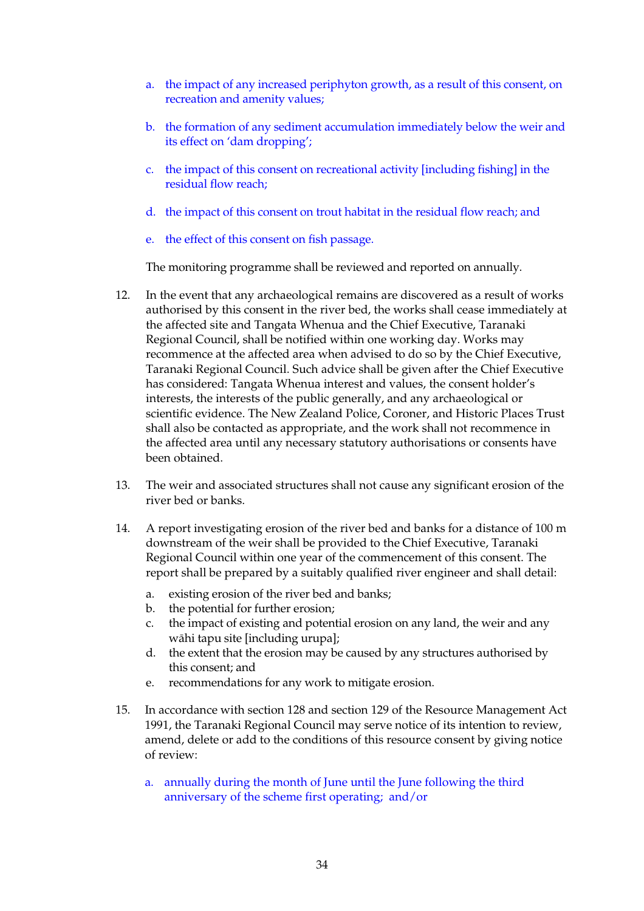a. the impact of any increased periphyton growth, as a result of this consent, on recreation and amenity values;

b. the formation of any sediment accumulation immediately below the weir and its effect on 'dam dropping';

c. the impact of this consent on recreational activity [including fishing] in the residual flow reach;

d. the impact of this consent on trout habitat in the residual flow reach; and

e. the effect of this consent on fish passage.

The monitoring programme shall be reviewed and reported on annually.

12. In the event that any archaeological remains are discovered as a result of works authorised by this consent in the river bed, the works shall cease immediately at the affected site and Tangata Whenua and the Chief Executive, Taranaki Regional Council, shall be notified within one working day. Works may recommence at the affected area when advised to do so by the Chief Executive, Taranaki Regional Council. Such advice shall be given after the Chief Executive has considered: Tangata Whenua interest and values, the consent holder's interests, the interests of the public generally, and any archaeological or scientific evidence. The New Zealand Police, Coroner, and Historic Places Trust shall also be contacted as appropriate, and the work shall not recommence in the affected area until any necessary statutory authorisations or consents have been obtained.

13. The weir and associated structures shall not cause any significant erosion of the river bed or banks.

14. A report investigating erosion of the river bed and banks for a distance of 100 m downstream of the weir shall be provided to the Chief Executive, Taranaki Regional Council within one year of the commencement of this consent. The report shall be prepared by a suitably qualified river engineer and shall detail:

    a. existing erosion of the river bed and banks;
    b. the potential for further erosion;
    c. the impact of existing and potential erosion on any land, the weir and any wāhi tapu site [including urupa];
    d. the extent that the erosion may be caused by any structures authorised by this consent; and
    e. recommendations for any work to mitigate erosion.

15. In accordance with section 128 and section 129 of the Resource Management Act 1991, the Taranaki Regional Council may serve notice of its intention to review, amend, delete or add to the conditions of this resource consent by giving notice of review:

    a. annually during the month of June until the June following the third anniversary of the scheme first operating; and/or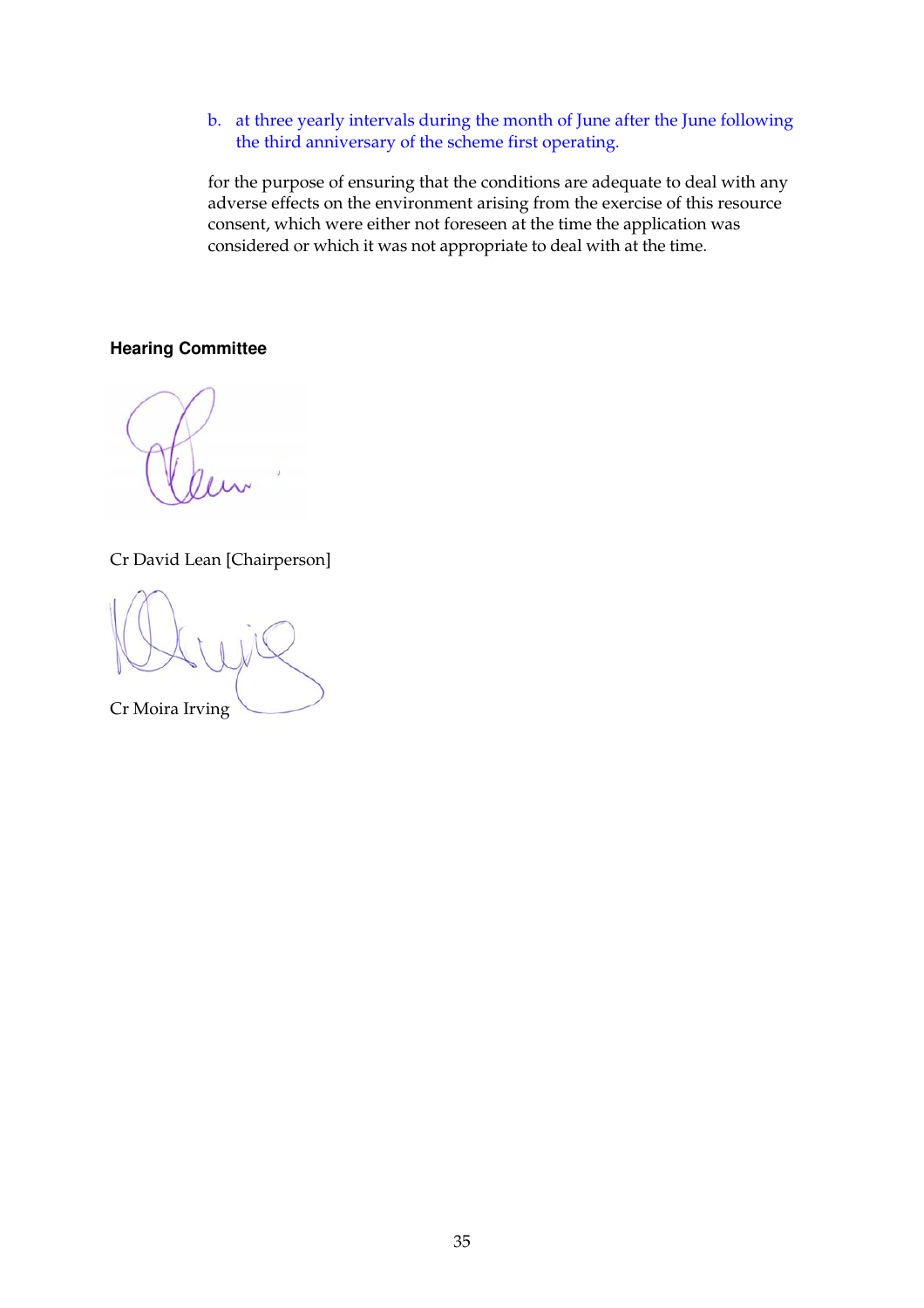b. at three yearly intervals during the month of June after the June following the third anniversary of the scheme first operating.

for the purpose of ensuring that the conditions are adequate to deal with any adverse effects on the environment arising from the exercise of this resource consent, which were either not foreseen at the time the application was considered or which it was not appropriate to deal with at the time.

**Hearing Committee**

Cr David Lean [Chairperson]

Cr Moira Irving